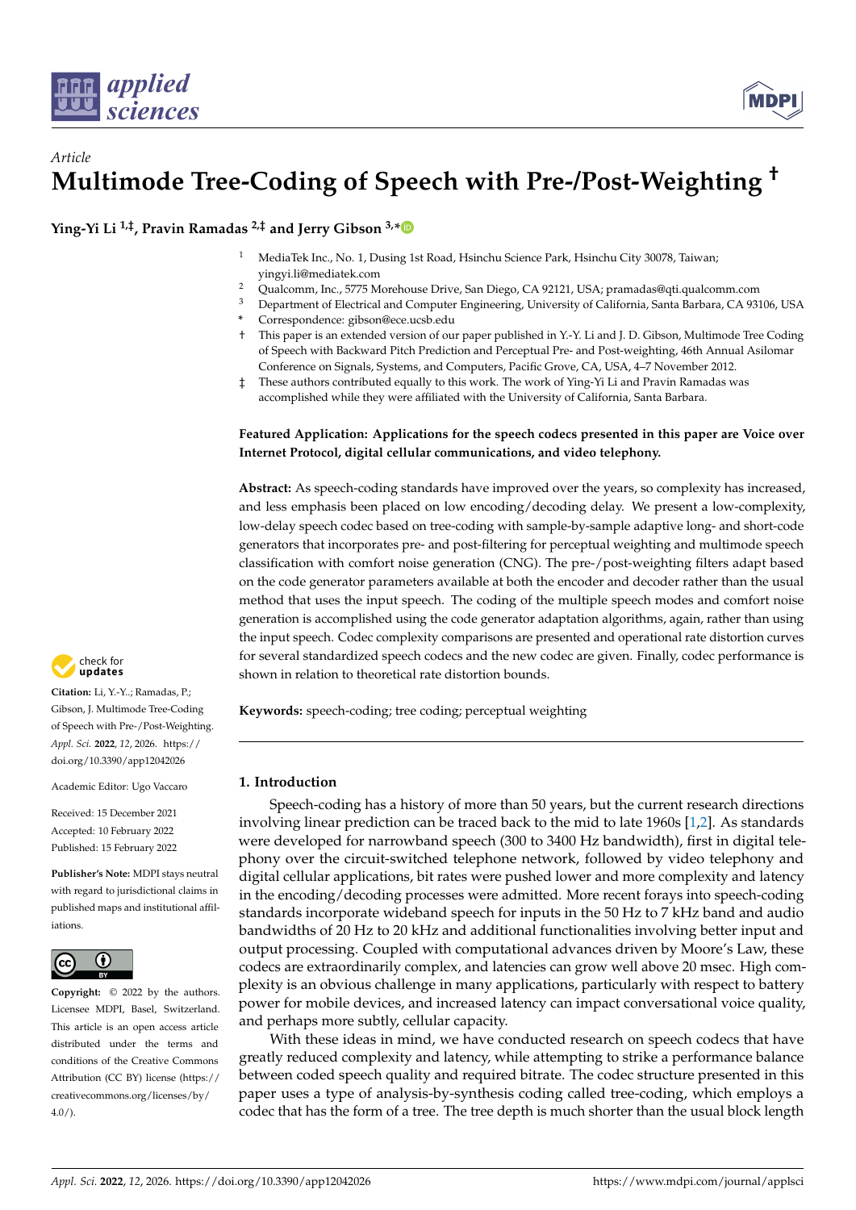*Article*

# Multimode Tree-Coding of Speech with Pre-/Post-Weighting †

**Ying-Yi Li [1,‡], Pravin Ramadas [2,‡] and Jerry Gibson [3,*]**

1 MediaTek Inc., No. 1, Dusing 1st Road, Hsinchu Science Park, Hsinchu City 30078, Taiwan; yingyi.li@mediatek.com
2 Qualcomm, Inc., 5775 Morehouse Drive, San Diego, CA 92121, USA; pramadas@qti.qualcomm.com
3 Department of Electrical and Computer Engineering, University of California, Santa Barbara, CA 93106, USA
\* Correspondence: gibson@ece.ucsb.edu
† This paper is an extended version of our paper published in Y.-Y. Li and J. D. Gibson, Multimode Tree Coding of Speech with Backward Pitch Prediction and Perceptual Pre- and Post-weighting, 46th Annual Asilomar Conference on Signals, Systems, and Computers, Pacific Grove, CA, USA, 4–7 November 2012.
‡ These authors contributed equally to this work. The work of Ying-Yi Li and Pravin Ramadas was accomplished while they were affiliated with the University of California, Santa Barbara.

**Featured Application: Applications for the speech codecs presented in this paper are Voice over Internet Protocol, digital cellular communications, and video telephony.**

**Abstract:** As speech-coding standards have improved over the years, so complexity has increased, and less emphasis been placed on low encoding/decoding delay. We present a low-complexity, low-delay speech codec based on tree-coding with sample-by-sample adaptive long- and short-code generators that incorporates pre- and post-filtering for perceptual weighting and multimode speech classification with comfort noise generation (CNG). The pre-/post-weighting filters adapt based on the code generator parameters available at both the encoder and decoder rather than the usual method that uses the input speech. The coding of the multiple speech modes and comfort noise generation is accomplished using the code generator adaptation algorithms, again, rather than using the input speech. Codec complexity comparisons are presented and operational rate distortion curves for several standardized speech codecs and the new codec are given. Finally, codec performance is shown in relation to theoretical rate distortion bounds.

**Keywords:** speech-coding; tree coding; perceptual weighting

**Citation:** Li, Y.-Y.; Ramadas, P.; Gibson, J. Multimode Tree-Coding of Speech with Pre-/Post-Weighting. *Appl. Sci.* **2022**, *12*, 2026. https://doi.org/10.3390/app12042026

Academic Editor: Ugo Vaccaro

Received: 15 December 2021
Accepted: 10 February 2022
Published: 15 February 2022

**Publisher's Note:** MDPI stays neutral with regard to jurisdictional claims in published maps and institutional affiliations.

**Copyright:** © 2022 by the authors. Licensee MDPI, Basel, Switzerland. This article is an open access article distributed under the terms and conditions of the Creative Commons Attribution (CC BY) license (https://creativecommons.org/licenses/by/4.0/).

## 1. Introduction

Speech-coding has a history of more than 50 years, but the current research directions involving linear prediction can be traced back to the mid to late 1960s [1,2]. As standards were developed for narrowband speech (300 to 3400 Hz bandwidth), first in digital telephony over the circuit-switched telephone network, followed by video telephony and digital cellular applications, bit rates were pushed lower and more complexity and latency in the encoding/decoding processes were admitted. More recent forays into speech-coding standards incorporate wideband speech for inputs in the 50 Hz to 7 kHz band and audio bandwidths of 20 Hz to 20 kHz and additional functionalities involving better input and output processing. Coupled with computational advances driven by Moore's Law, these codecs are extraordinarily complex, and latencies can grow well above 20 msec. High complexity is an obvious challenge in many applications, particularly with respect to battery power for mobile devices, and increased latency can impact conversational voice quality, and perhaps more subtly, cellular capacity.

With these ideas in mind, we have conducted research on speech codecs that have greatly reduced complexity and latency, while attempting to strike a performance balance between coded speech quality and required bitrate. The codec structure presented in this paper uses a type of analysis-by-synthesis coding called tree-coding, which employs a codec that has the form of a tree. The tree depth is much shorter than the usual block length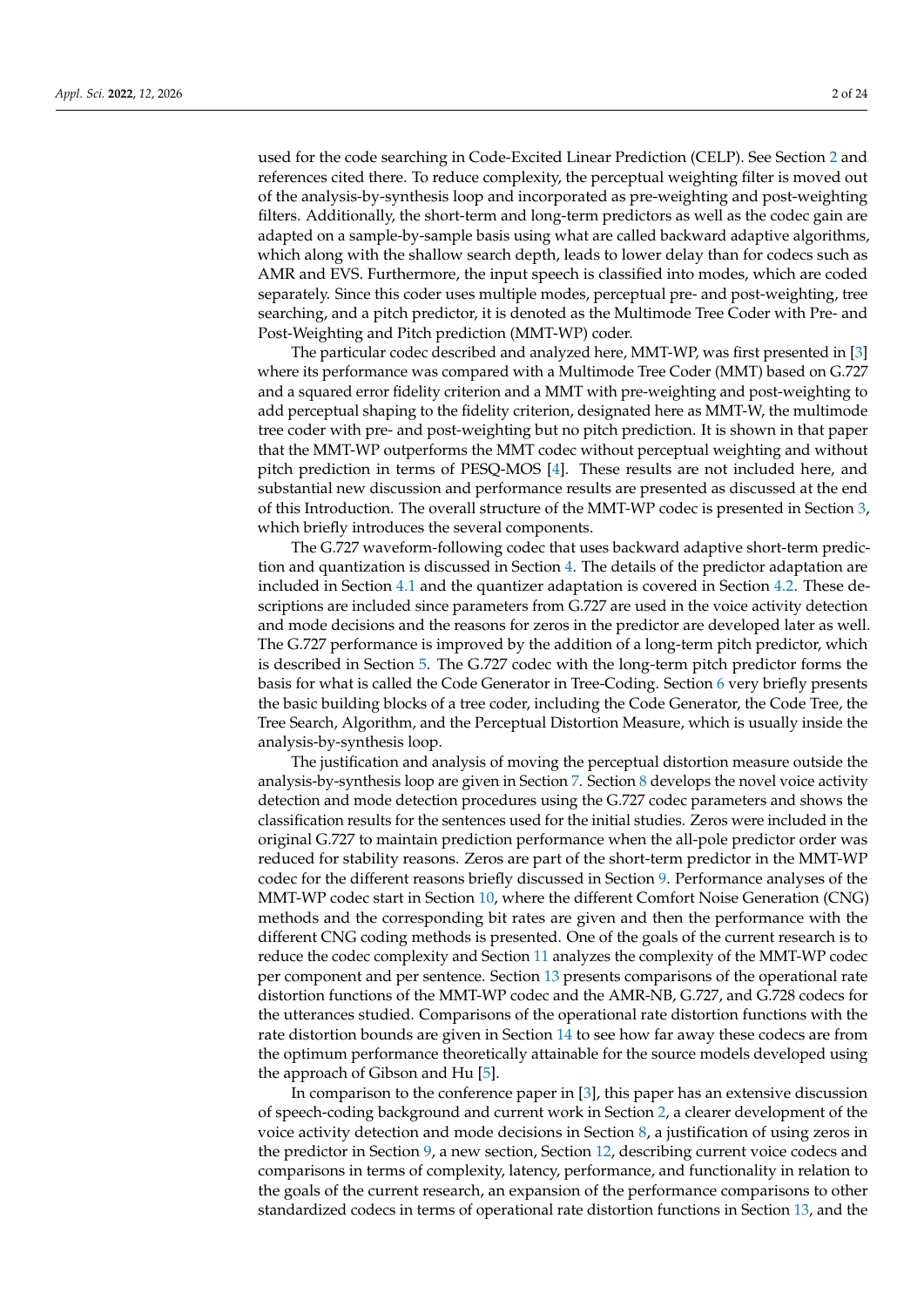used for the code searching in Code-Excited Linear Prediction (CELP). See Section 2 and references cited there. To reduce complexity, the perceptual weighting filter is moved out of the analysis-by-synthesis loop and incorporated as pre-weighting and post-weighting filters. Additionally, the short-term and long-term predictors as well as the codec gain are adapted on a sample-by-sample basis using what are called backward adaptive algorithms, which along with the shallow search depth, leads to lower delay than for codecs such as AMR and EVS. Furthermore, the input speech is classified into modes, which are coded separately. Since this coder uses multiple modes, perceptual pre- and post-weighting, tree searching, and a pitch predictor, it is denoted as the Multimode Tree Coder with Pre- and Post-Weighting and Pitch prediction (MMT-WP) coder.

The particular codec described and analyzed here, MMT-WP, was first presented in [3] where its performance was compared with a Multimode Tree Coder (MMT) based on G.727 and a squared error fidelity criterion and a MMT with pre-weighting and post-weighting to add perceptual shaping to the fidelity criterion, designated here as MMT-W, the multimode tree coder with pre- and post-weighting but no pitch prediction. It is shown in that paper that the MMT-WP outperforms the MMT codec without perceptual weighting and without pitch prediction in terms of PESQ-MOS [4]. These results are not included here, and substantial new discussion and performance results are presented as discussed at the end of this Introduction. The overall structure of the MMT-WP codec is presented in Section 3, which briefly introduces the several components.

The G.727 waveform-following codec that uses backward adaptive short-term prediction and quantization is discussed in Section 4. The details of the predictor adaptation are included in Section 4.1 and the quantizer adaptation is covered in Section 4.2. These descriptions are included since parameters from G.727 are used in the voice activity detection and mode decisions and the reasons for zeros in the predictor are developed later as well. The G.727 performance is improved by the addition of a long-term pitch predictor, which is described in Section 5. The G.727 codec with the long-term pitch predictor forms the basis for what is called the Code Generator in Tree-Coding. Section 6 very briefly presents the basic building blocks of a tree coder, including the Code Generator, the Code Tree, the Tree Search, Algorithm, and the Perceptual Distortion Measure, which is usually inside the analysis-by-synthesis loop.

The justification and analysis of moving the perceptual distortion measure outside the analysis-by-synthesis loop are given in Section 7. Section 8 develops the novel voice activity detection and mode detection procedures using the G.727 codec parameters and shows the classification results for the sentences used for the initial studies. Zeros were included in the original G.727 to maintain prediction performance when the all-pole predictor order was reduced for stability reasons. Zeros are part of the short-term predictor in the MMT-WP codec for the different reasons briefly discussed in Section 9. Performance analyses of the MMT-WP codec start in Section 10, where the different Comfort Noise Generation (CNG) methods and the corresponding bit rates are given and then the performance with the different CNG coding methods is presented. One of the goals of the current research is to reduce the codec complexity and Section 11 analyzes the complexity of the MMT-WP codec per component and per sentence. Section 13 presents comparisons of the operational rate distortion functions of the MMT-WP codec and the AMR-NB, G.727, and G.728 codecs for the utterances studied. Comparisons of the operational rate distortion functions with the rate distortion bounds are given in Section 14 to see how far away these codecs are from the optimum performance theoretically attainable for the source models developed using the approach of Gibson and Hu [5].

In comparison to the conference paper in [3], this paper has an extensive discussion of speech-coding background and current work in Section 2, a clearer development of the voice activity detection and mode decisions in Section 8, a justification of using zeros in the predictor in Section 9, a new section, Section 12, describing current voice codecs and comparisons in terms of complexity, latency, performance, and functionality in relation to the goals of the current research, an expansion of the performance comparisons to other standardized codecs in terms of operational rate distortion functions in Section 13, and the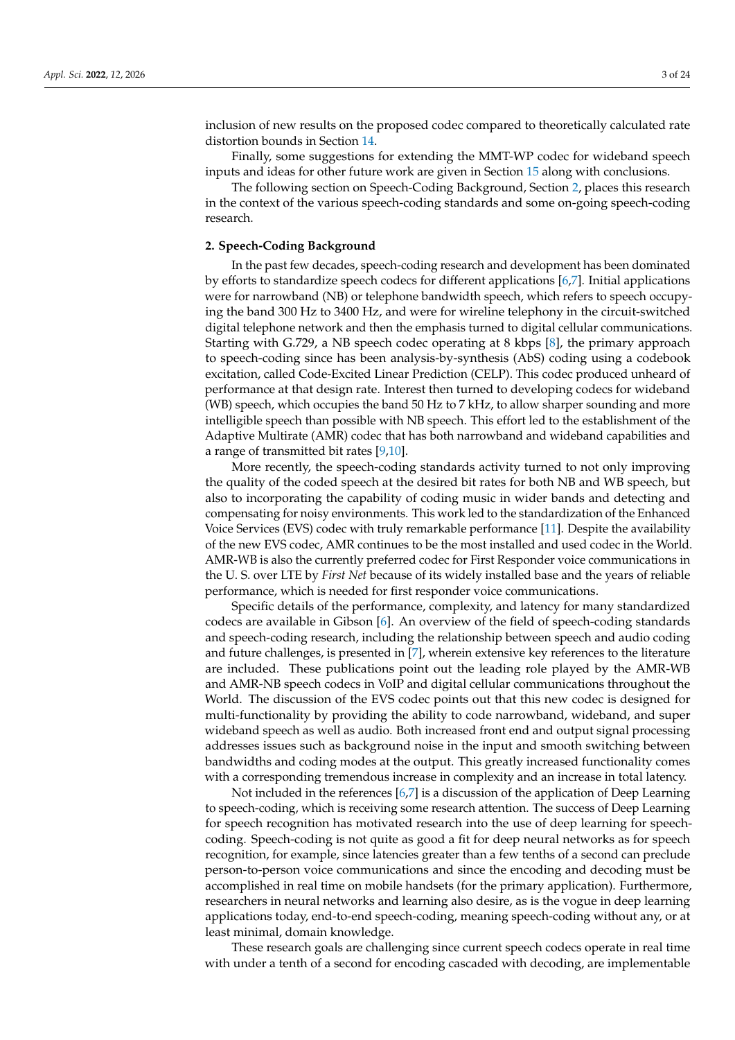inclusion of new results on the proposed codec compared to theoretically calculated rate distortion bounds in Section 14.

Finally, some suggestions for extending the MMT-WP codec for wideband speech inputs and ideas for other future work are given in Section 15 along with conclusions.

The following section on Speech-Coding Background, Section 2, places this research in the context of the various speech-coding standards and some on-going speech-coding research.

## 2. Speech-Coding Background

In the past few decades, speech-coding research and development has been dominated by efforts to standardize speech codecs for different applications [6,7]. Initial applications were for narrowband (NB) or telephone bandwidth speech, which refers to speech occupying the band 300 Hz to 3400 Hz, and were for wireline telephony in the circuit-switched digital telephone network and then the emphasis turned to digital cellular communications. Starting with G.729, a NB speech codec operating at 8 kbps [8], the primary approach to speech-coding since has been analysis-by-synthesis (AbS) coding using a codebook excitation, called Code-Excited Linear Prediction (CELP). This codec produced unheard of performance at that design rate. Interest then turned to developing codecs for wideband (WB) speech, which occupies the band 50 Hz to 7 kHz, to allow sharper sounding and more intelligible speech than possible with NB speech. This effort led to the establishment of the Adaptive Multirate (AMR) codec that has both narrowband and wideband capabilities and a range of transmitted bit rates [9,10].

More recently, the speech-coding standards activity turned to not only improving the quality of the coded speech at the desired bit rates for both NB and WB speech, but also to incorporating the capability of coding music in wider bands and detecting and compensating for noisy environments. This work led to the standardization of the Enhanced Voice Services (EVS) codec with truly remarkable performance [11]. Despite the availability of the new EVS codec, AMR continues to be the most installed and used codec in the World. AMR-WB is also the currently preferred codec for First Responder voice communications in the U. S. over LTE by *First Net* because of its widely installed base and the years of reliable performance, which is needed for first responder voice communications.

Specific details of the performance, complexity, and latency for many standardized codecs are available in Gibson [6]. An overview of the field of speech-coding standards and speech-coding research, including the relationship between speech and audio coding and future challenges, is presented in [7], wherein extensive key references to the literature are included. These publications point out the leading role played by the AMR-WB and AMR-NB speech codecs in VoIP and digital cellular communications throughout the World. The discussion of the EVS codec points out that this new codec is designed for multi-functionality by providing the ability to code narrowband, wideband, and super wideband speech as well as audio. Both increased front end and output signal processing addresses issues such as background noise in the input and smooth switching between bandwidths and coding modes at the output. This greatly increased functionality comes with a corresponding tremendous increase in complexity and an increase in total latency.

Not included in the references [6,7] is a discussion of the application of Deep Learning to speech-coding, which is receiving some research attention. The success of Deep Learning for speech recognition has motivated research into the use of deep learning for speech-coding. Speech-coding is not quite as good a fit for deep neural networks as for speech recognition, for example, since latencies greater than a few tenths of a second can preclude person-to-person voice communications and since the encoding and decoding must be accomplished in real time on mobile handsets (for the primary application). Furthermore, researchers in neural networks and learning also desire, as is the vogue in deep learning applications today, end-to-end speech-coding, meaning speech-coding without any, or at least minimal, domain knowledge.

These research goals are challenging since current speech codecs operate in real time with under a tenth of a second for encoding cascaded with decoding, are implementable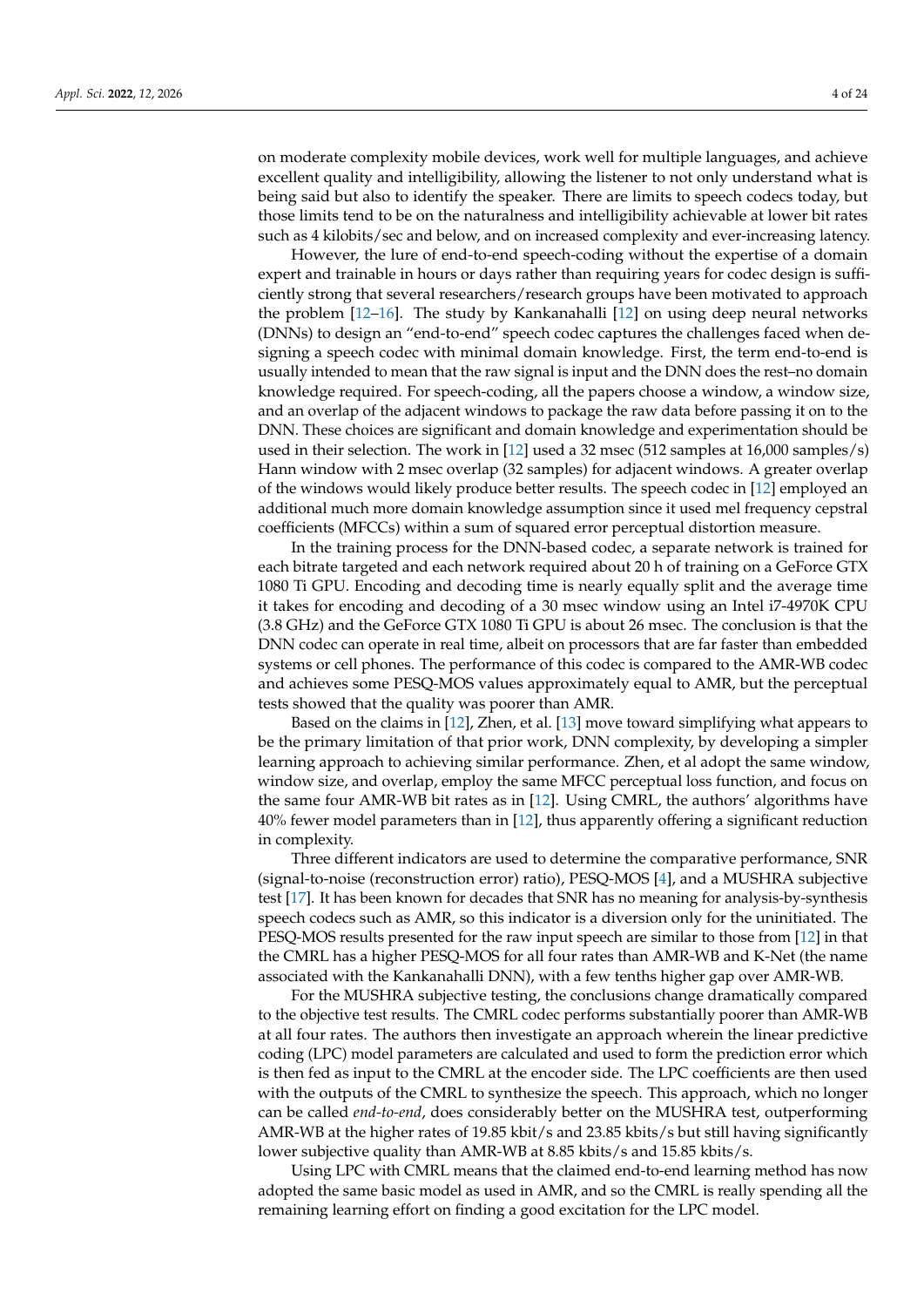on moderate complexity mobile devices, work well for multiple languages, and achieve excellent quality and intelligibility, allowing the listener to not only understand what is being said but also to identify the speaker. There are limits to speech codecs today, but those limits tend to be on the naturalness and intelligibility achievable at lower bit rates such as 4 kilobits/sec and below, and on increased complexity and ever-increasing latency.

However, the lure of end-to-end speech-coding without the expertise of a domain expert and trainable in hours or days rather than requiring years for codec design is sufficiently strong that several researchers/research groups have been motivated to approach the problem [12–16]. The study by Kankanahalli [12] on using deep neural networks (DNNs) to design an "end-to-end" speech codec captures the challenges faced when designing a speech codec with minimal domain knowledge. First, the term end-to-end is usually intended to mean that the raw signal is input and the DNN does the rest–no domain knowledge required. For speech-coding, all the papers choose a window, a window size, and an overlap of the adjacent windows to package the raw data before passing it on to the DNN. These choices are significant and domain knowledge and experimentation should be used in their selection. The work in [12] used a 32 msec (512 samples at 16,000 samples/s) Hann window with 2 msec overlap (32 samples) for adjacent windows. A greater overlap of the windows would likely produce better results. The speech codec in [12] employed an additional much more domain knowledge assumption since it used mel frequency cepstral coefficients (MFCCs) within a sum of squared error perceptual distortion measure.

In the training process for the DNN-based codec, a separate network is trained for each bitrate targeted and each network required about 20 h of training on a GeForce GTX 1080 Ti GPU. Encoding and decoding time is nearly equally split and the average time it takes for encoding and decoding of a 30 msec window using an Intel i7-4970K CPU (3.8 GHz) and the GeForce GTX 1080 Ti GPU is about 26 msec. The conclusion is that the DNN codec can operate in real time, albeit on processors that are far faster than embedded systems or cell phones. The performance of this codec is compared to the AMR-WB codec and achieves some PESQ-MOS values approximately equal to AMR, but the perceptual tests showed that the quality was poorer than AMR.

Based on the claims in [12], Zhen, et al. [13] move toward simplifying what appears to be the primary limitation of that prior work, DNN complexity, by developing a simpler learning approach to achieving similar performance. Zhen, et al adopt the same window, window size, and overlap, employ the same MFCC perceptual loss function, and focus on the same four AMR-WB bit rates as in [12]. Using CMRL, the authors' algorithms have 40% fewer model parameters than in [12], thus apparently offering a significant reduction in complexity.

Three different indicators are used to determine the comparative performance, SNR (signal-to-noise (reconstruction error) ratio), PESQ-MOS [4], and a MUSHRA subjective test [17]. It has been known for decades that SNR has no meaning for analysis-by-synthesis speech codecs such as AMR, so this indicator is a diversion only for the uninitiated. The PESQ-MOS results presented for the raw input speech are similar to those from [12] in that the CMRL has a higher PESQ-MOS for all four rates than AMR-WB and K-Net (the name associated with the Kankanahalli DNN), with a few tenths higher gap over AMR-WB.

For the MUSHRA subjective testing, the conclusions change dramatically compared to the objective test results. The CMRL codec performs substantially poorer than AMR-WB at all four rates. The authors then investigate an approach wherein the linear predictive coding (LPC) model parameters are calculated and used to form the prediction error which is then fed as input to the CMRL at the encoder side. The LPC coefficients are then used with the outputs of the CMRL to synthesize the speech. This approach, which no longer can be called *end-to-end*, does considerably better on the MUSHRA test, outperforming AMR-WB at the higher rates of 19.85 kbit/s and 23.85 kbits/s but still having significantly lower subjective quality than AMR-WB at 8.85 kbits/s and 15.85 kbits/s.

Using LPC with CMRL means that the claimed end-to-end learning method has now adopted the same basic model as used in AMR, and so the CMRL is really spending all the remaining learning effort on finding a good excitation for the LPC model.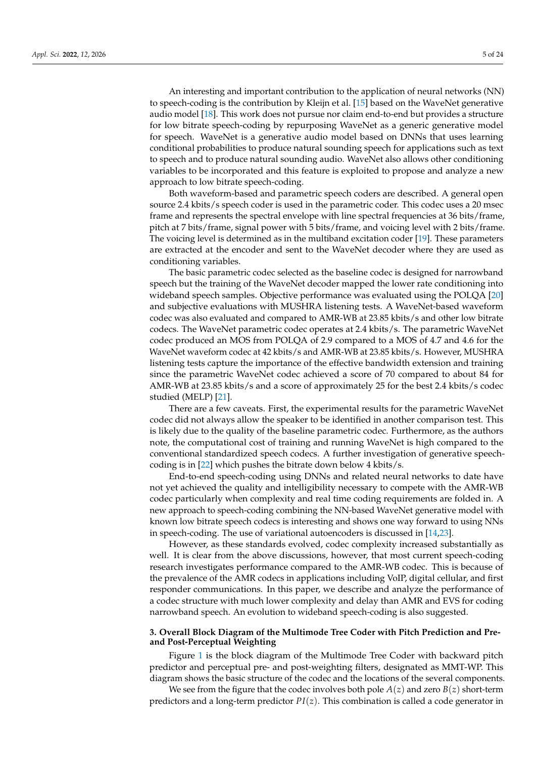An interesting and important contribution to the application of neural networks (NN) to speech-coding is the contribution by Kleijn et al. [15] based on the WaveNet generative audio model [18]. This work does not pursue nor claim end-to-end but provides a structure for low bitrate speech-coding by repurposing WaveNet as a generic generative model for speech. WaveNet is a generative audio model based on DNNs that uses learning conditional probabilities to produce natural sounding speech for applications such as text to speech and to produce natural sounding audio. WaveNet also allows other conditioning variables to be incorporated and this feature is exploited to propose and analyze a new approach to low bitrate speech-coding.

Both waveform-based and parametric speech coders are described. A general open source 2.4 kbits/s speech coder is used in the parametric coder. This codec uses a 20 msec frame and represents the spectral envelope with line spectral frequencies at 36 bits/frame, pitch at 7 bits/frame, signal power with 5 bits/frame, and voicing level with 2 bits/frame. The voicing level is determined as in the multiband excitation coder [19]. These parameters are extracted at the encoder and sent to the WaveNet decoder where they are used as conditioning variables.

The basic parametric codec selected as the baseline codec is designed for narrowband speech but the training of the WaveNet decoder mapped the lower rate conditioning into wideband speech samples. Objective performance was evaluated using the POLQA [20] and subjective evaluations with MUSHRA listening tests. A WaveNet-based waveform codec was also evaluated and compared to AMR-WB at 23.85 kbits/s and other low bitrate codecs. The WaveNet parametric codec operates at 2.4 kbits/s. The parametric WaveNet codec produced an MOS from POLQA of 2.9 compared to a MOS of 4.7 and 4.6 for the WaveNet waveform codec at 42 kbits/s and AMR-WB at 23.85 kbits/s. However, MUSHRA listening tests capture the importance of the effective bandwidth extension and training since the parametric WaveNet codec achieved a score of 70 compared to about 84 for AMR-WB at 23.85 kbits/s and a score of approximately 25 for the best 2.4 kbits/s codec studied (MELP) [21].

There are a few caveats. First, the experimental results for the parametric WaveNet codec did not always allow the speaker to be identified in another comparison test. This is likely due to the quality of the baseline parametric codec. Furthermore, as the authors note, the computational cost of training and running WaveNet is high compared to the conventional standardized speech codecs. A further investigation of generative speech-coding is in [22] which pushes the bitrate down below 4 kbits/s.

End-to-end speech-coding using DNNs and related neural networks to date have not yet achieved the quality and intelligibility necessary to compete with the AMR-WB codec particularly when complexity and real time coding requirements are folded in. A new approach to speech-coding combining the NN-based WaveNet generative model with known low bitrate speech codecs is interesting and shows one way forward to using NNs in speech-coding. The use of variational autoencoders is discussed in [14,23].

However, as these standards evolved, codec complexity increased substantially as well. It is clear from the above discussions, however, that most current speech-coding research investigates performance compared to the AMR-WB codec. This is because of the prevalence of the AMR codecs in applications including VoIP, digital cellular, and first responder communications. In this paper, we describe and analyze the performance of a codec structure with much lower complexity and delay than AMR and EVS for coding narrowband speech. An evolution to wideband speech-coding is also suggested.

## 3. Overall Block Diagram of the Multimode Tree Coder with Pitch Prediction and Pre- and Post-Perceptual Weighting

Figure 1 is the block diagram of the Multimode Tree Coder with backward pitch predictor and perceptual pre- and post-weighting filters, designated as MMT-WP. This diagram shows the basic structure of the codec and the locations of the several components.

We see from the figure that the codec involves both pole $A(z)$ and zero $B(z)$ short-term predictors and a long-term predictor $PI(z)$. This combination is called a code generator in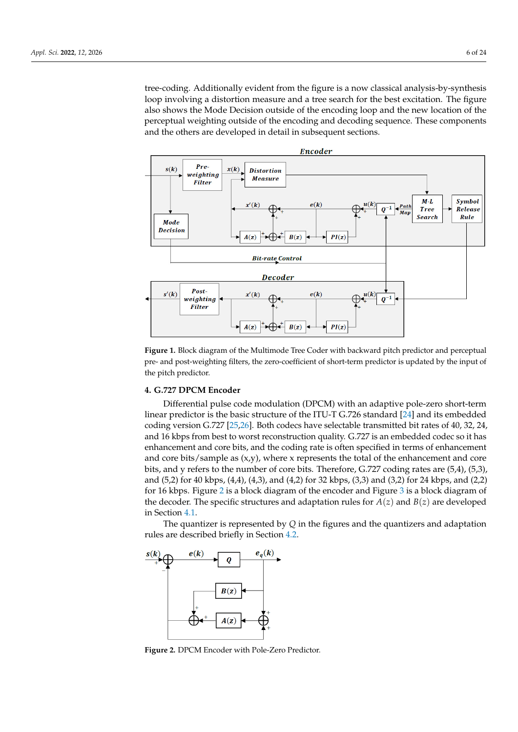tree-coding. Additionally evident from the figure is a now classical analysis-by-synthesis loop involving a distortion measure and a tree search for the best excitation. The figure also shows the Mode Decision outside of the encoding loop and the new location of the perceptual weighting outside of the encoding and decoding sequence. These components and the others are developed in detail in subsequent sections.

**Figure 1.** Block diagram of the Multimode Tree Coder with backward pitch predictor and perceptual pre- and post-weighting filters, the zero-coefficient of short-term predictor is updated by the input of the pitch predictor.

## 4. G.727 DPCM Encoder

Differential pulse code modulation (DPCM) with an adaptive pole-zero short-term linear predictor is the basic structure of the ITU-T G.726 standard [24] and its embedded coding version G.727 [25,26]. Both codecs have selectable transmitted bit rates of 40, 32, 24, and 16 kbps from best to worst reconstruction quality. G.727 is an embedded codec so it has enhancement and core bits, and the coding rate is often specified in terms of enhancement and core bits/sample as (x,y), where x represents the total of the enhancement and core bits, and y refers to the number of core bits. Therefore, G.727 coding rates are (5,4), (5,3), and (5,2) for 40 kbps, (4,4), (4,3), and (4,2) for 32 kbps, (3,3) and (3,2) for 24 kbps, and (2,2) for 16 kbps. Figure 2 is a block diagram of the encoder and Figure 3 is a block diagram of the decoder. The specific structures and adaptation rules for $A(z)$ and $B(z)$ are developed in Section 4.1.

The quantizer is represented by $Q$ in the figures and the quantizers and adaptation rules are described briefly in Section 4.2.

**Figure 2.** DPCM Encoder with Pole-Zero Predictor.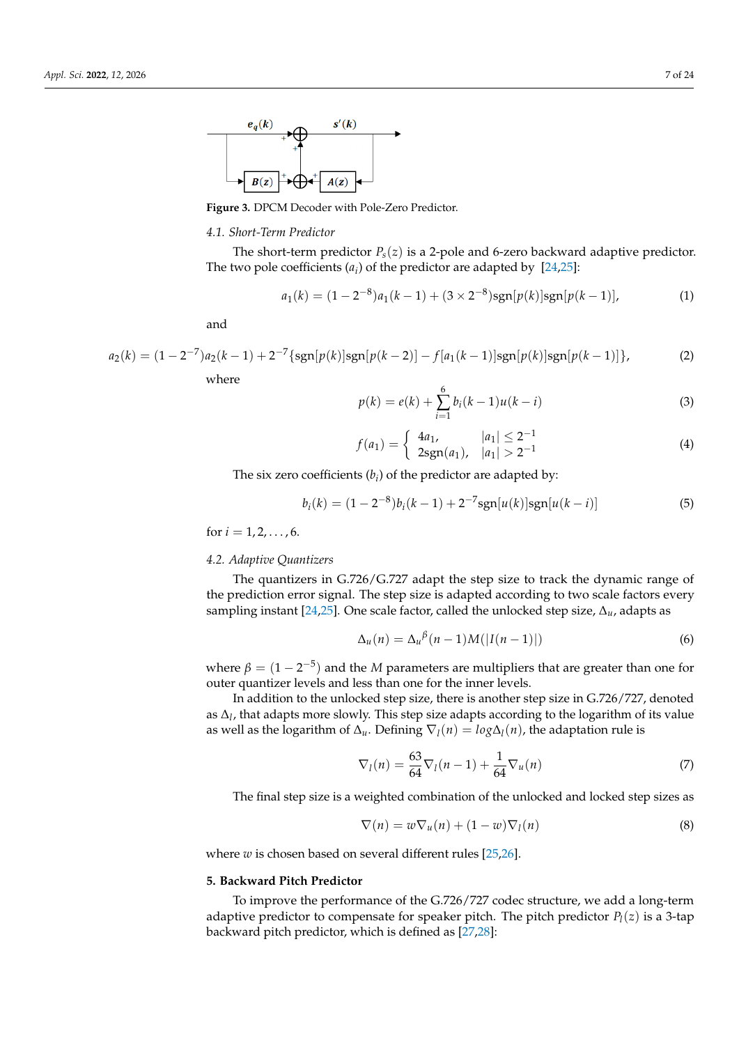Figure 3. DPCM Decoder with Pole-Zero Predictor.

### 4.1. Short-Term Predictor

The short-term predictor $P_s(z)$ is a 2-pole and 6-zero backward adaptive predictor. The two pole coefficients ($a_i$) of the predictor are adapted by [24,25]:

$$a_1(k) = (1 - 2^{-8})a_1(k-1) + (3 \times 2^{-8})\text{sgn}[p(k)]\text{sgn}[p(k-1)], \tag{1}$$

and

$$a_2(k) = (1 - 2^{-7})a_2(k-1) + 2^{-7}\{\text{sgn}[p(k)]\text{sgn}[p(k-2)] - f[a_1(k-1)]\text{sgn}[p(k)]\text{sgn}[p(k-1)]\}, \tag{2}$$

where

$$p(k) = e(k) + \sum_{i=1}^{6} b_i(k-1)u(k-i) \tag{3}$$

$$f(a_1) = \begin{cases} 4a_1, & |a_1| \leq 2^{-1} \\ 2\text{sgn}(a_1), & |a_1| > 2^{-1} \end{cases} \tag{4}$$

The six zero coefficients ($b_i$) of the predictor are adapted by:

$$b_i(k) = (1 - 2^{-8})b_i(k-1) + 2^{-7}\text{sgn}[u(k)]\text{sgn}[u(k-i)] \tag{5}$$

for $i = 1, 2, \ldots, 6$.

### 4.2. Adaptive Quantizers

The quantizers in G.726/G.727 adapt the step size to track the dynamic range of the prediction error signal. The step size is adapted according to two scale factors every sampling instant [24,25]. One scale factor, called the unlocked step size, $\Delta_u$, adapts as

$$\Delta_u(n) = {\Delta_u}^{\beta}(n-1)M(|I(n-1)|) \tag{6}$$

where $\beta = (1 - 2^{-5})$ and the $M$ parameters are multipliers that are greater than one for outer quantizer levels and less than one for the inner levels.

In addition to the unlocked step size, there is another step size in G.726/727, denoted as $\Delta_l$, that adapts more slowly. This step size adapts according to the logarithm of its value as well as the logarithm of $\Delta_u$. Defining $\nabla_l(n) = log\Delta_l(n)$, the adaptation rule is

$$\nabla_l(n) = \frac{63}{64}\nabla_l(n-1) + \frac{1}{64}\nabla_u(n) \tag{7}$$

The final step size is a weighted combination of the unlocked and locked step sizes as

$$\nabla(n) = w\nabla_u(n) + (1-w)\nabla_l(n) \tag{8}$$

where $w$ is chosen based on several different rules [25,26].

## 5. Backward Pitch Predictor

To improve the performance of the G.726/727 codec structure, we add a long-term adaptive predictor to compensate for speaker pitch. The pitch predictor $P_l(z)$ is a 3-tap backward pitch predictor, which is defined as [27,28]: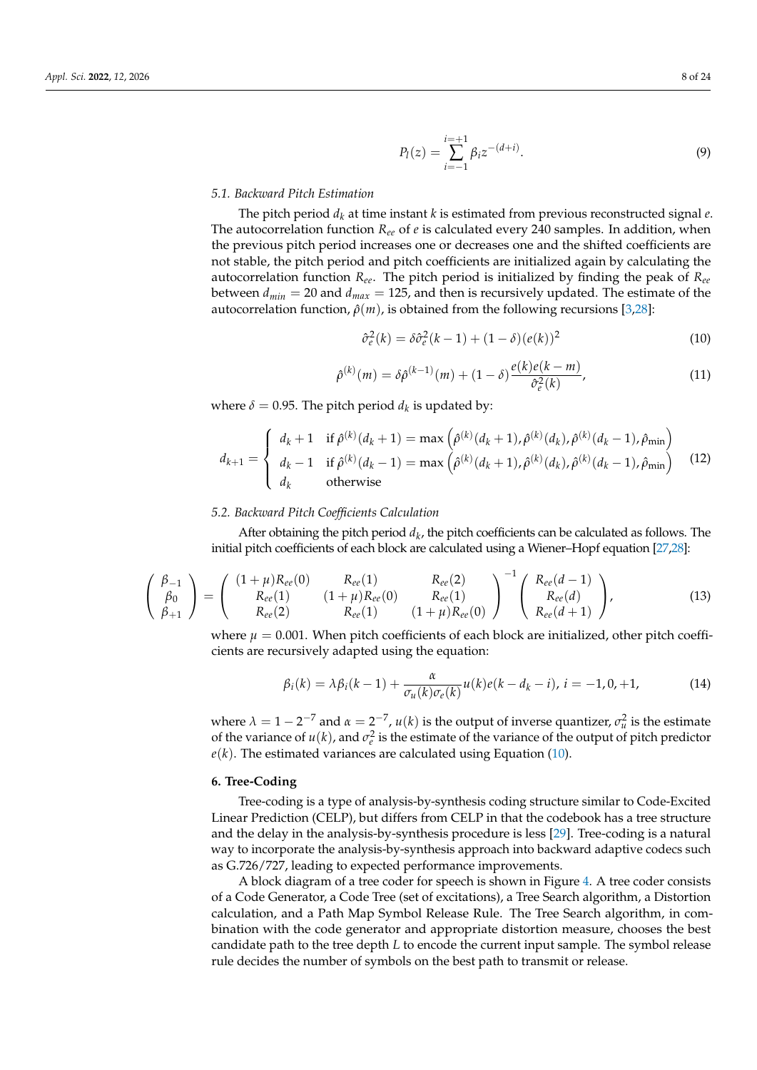$$P_l(z) = \sum_{i=-1}^{i=+1} \beta_i z^{-(d+i)}. \tag{9}$$

### 5.1. Backward Pitch Estimation

The pitch period $d_k$ at time instant $k$ is estimated from previous reconstructed signal $e$. The autocorrelation function $R_{ee}$ of $e$ is calculated every 240 samples. In addition, when the previous pitch period increases one or decreases one and the shifted coefficients are not stable, the pitch period and pitch coefficients are initialized again by calculating the autocorrelation function $R_{ee}$. The pitch period is initialized by finding the peak of $R_{ee}$ between $d_{min} = 20$ and $d_{max} = 125$, and then is recursively updated. The estimate of the autocorrelation function, $\hat{\rho}(m)$, is obtained from the following recursions [3,28]:

$$\hat{\sigma}_e^2(k) = \delta\hat{\sigma}_e^2(k-1) + (1-\delta)(e(k))^2 \tag{10}$$

$$\hat{\rho}^{(k)}(m) = \delta\hat{\rho}^{(k-1)}(m) + (1-\delta)\frac{e(k)e(k-m)}{\hat{\sigma}_e^2(k)}, \tag{11}$$

where $\delta = 0.95$. The pitch period $d_k$ is updated by:

$$d_{k+1} = \begin{cases} d_k + 1 & \text{if } \hat{\rho}^{(k)}(d_k+1) = \max\left(\hat{\rho}^{(k)}(d_k+1), \hat{\rho}^{(k)}(d_k), \hat{\rho}^{(k)}(d_k-1), \hat{\rho}_{\min}\right) \\ d_k - 1 & \text{if } \hat{\rho}^{(k)}(d_k-1) = \max\left(\hat{\rho}^{(k)}(d_k+1), \hat{\rho}^{(k)}(d_k), \hat{\rho}^{(k)}(d_k-1), \hat{\rho}_{\min}\right) \\ d_k & \text{otherwise} \end{cases} \tag{12}$$

### 5.2. Backward Pitch Coefficients Calculation

After obtaining the pitch period $d_k$, the pitch coefficients can be calculated as follows. The initial pitch coefficients of each block are calculated using a Wiener–Hopf equation [27,28]:

$$\begin{pmatrix} \beta_{-1} \\ \beta_0 \\ \beta_{+1} \end{pmatrix} = \begin{pmatrix} (1+\mu)R_{ee}(0) & R_{ee}(1) & R_{ee}(2) \\ R_{ee}(1) & (1+\mu)R_{ee}(0) & R_{ee}(1) \\ R_{ee}(2) & R_{ee}(1) & (1+\mu)R_{ee}(0) \end{pmatrix}^{-1} \begin{pmatrix} R_{ee}(d-1) \\ R_{ee}(d) \\ R_{ee}(d+1) \end{pmatrix}, \tag{13}$$

where $\mu = 0.001$. When pitch coefficients of each block are initialized, other pitch coefficients are recursively adapted using the equation:

$$\beta_i(k) = \lambda\beta_i(k-1) + \frac{\alpha}{\sigma_u(k)\sigma_e(k)}u(k)e(k-d_k-i),\ i = -1, 0, +1, \tag{14}$$

where $\lambda = 1 - 2^{-7}$ and $\alpha = 2^{-7}$, $u(k)$ is the output of inverse quantizer, $\sigma_u^2$ is the estimate of the variance of $u(k)$, and $\sigma_e^2$ is the estimate of the variance of the output of pitch predictor $e(k)$. The estimated variances are calculated using Equation (10).

## 6. Tree-Coding

Tree-coding is a type of analysis-by-synthesis coding structure similar to Code-Excited Linear Prediction (CELP), but differs from CELP in that the codebook has a tree structure and the delay in the analysis-by-synthesis procedure is less [29]. Tree-coding is a natural way to incorporate the analysis-by-synthesis approach into backward adaptive codecs such as G.726/727, leading to expected performance improvements.

A block diagram of a tree coder for speech is shown in Figure 4. A tree coder consists of a Code Generator, a Code Tree (set of excitations), a Tree Search algorithm, a Distortion calculation, and a Path Map Symbol Release Rule. The Tree Search algorithm, in combination with the code generator and appropriate distortion measure, chooses the best candidate path to the tree depth $L$ to encode the current input sample. The symbol release rule decides the number of symbols on the best path to transmit or release.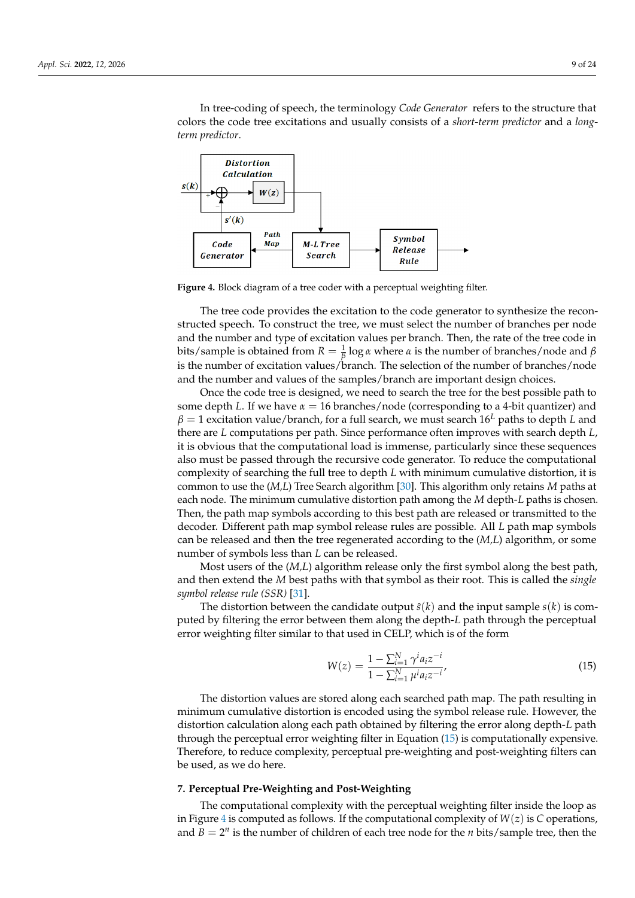In tree-coding of speech, the terminology *Code Generator* refers to the structure that colors the code tree excitations and usually consists of a *short-term predictor* and a *long-term predictor*.

**Figure 4.** Block diagram of a tree coder with a perceptual weighting filter.

The tree code provides the excitation to the code generator to synthesize the reconstructed speech. To construct the tree, we must select the number of branches per node and the number and type of excitation values per branch. Then, the rate of the tree code in bits/sample is obtained from $R = \frac{1}{\beta} \log \alpha$ where $\alpha$ is the number of branches/node and $\beta$ is the number of excitation values/branch. The selection of the number of branches/node and the number and values of the samples/branch are important design choices.

Once the code tree is designed, we need to search the tree for the best possible path to some depth $L$. If we have $\alpha = 16$ branches/node (corresponding to a 4-bit quantizer) and $\beta = 1$ excitation value/branch, for a full search, we must search $16^L$ paths to depth $L$ and there are $L$ computations per path. Since performance often improves with search depth $L$, it is obvious that the computational load is immense, particularly since these sequences also must be passed through the recursive code generator. To reduce the computational complexity of searching the full tree to depth $L$ with minimum cumulative distortion, it is common to use the (*M,L*) Tree Search algorithm [30]. This algorithm only retains $M$ paths at each node. The minimum cumulative distortion path among the $M$ depth-$L$ paths is chosen. Then, the path map symbols according to this best path are released or transmitted to the decoder. Different path map symbol release rules are possible. All $L$ path map symbols can be released and then the tree regenerated according to the (*M,L*) algorithm, or some number of symbols less than $L$ can be released.

Most users of the (*M,L*) algorithm release only the first symbol along the best path, and then extend the $M$ best paths with that symbol as their root. This is called the *single symbol release rule (SSR)* [31].

The distortion between the candidate output $\hat{s}(k)$ and the input sample $s(k)$ is computed by filtering the error between them along the depth-$L$ path through the perceptual error weighting filter similar to that used in CELP, which is of the form

$$W(z) = \frac{1 - \sum_{i=1}^{N} \gamma^i a_i z^{-i}}{1 - \sum_{i=1}^{N} \mu^i a_i z^{-i}}, \tag{15}$$

The distortion values are stored along each searched path map. The path resulting in minimum cumulative distortion is encoded using the symbol release rule. However, the distortion calculation along each path obtained by filtering the error along depth-$L$ path through the perceptual error weighting filter in Equation (15) is computationally expensive. Therefore, to reduce complexity, perceptual pre-weighting and post-weighting filters can be used, as we do here.

## 7. Perceptual Pre-Weighting and Post-Weighting

The computational complexity with the perceptual weighting filter inside the loop as in Figure 4 is computed as follows. If the computational complexity of $W(z)$ is $C$ operations, and $B = 2^n$ is the number of children of each tree node for the $n$ bits/sample tree, then the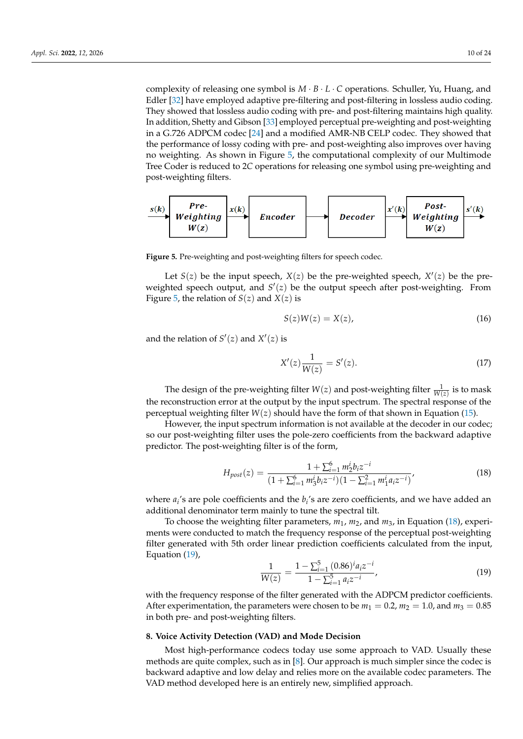complexity of releasing one symbol is $M \cdot B \cdot L \cdot C$ operations. Schuller, Yu, Huang, and Edler [32] have employed adaptive pre-filtering and post-filtering in lossless audio coding. They showed that lossless audio coding with pre- and post-filtering maintains high quality. In addition, Shetty and Gibson [33] employed perceptual pre-weighting and post-weighting in a G.726 ADPCM codec [24] and a modified AMR-NB CELP codec. They showed that the performance of lossy coding with pre- and post-weighting also improves over having no weighting. As shown in Figure 5, the computational complexity of our Multimode Tree Coder is reduced to $2C$ operations for releasing one symbol using pre-weighting and post-weighting filters.

**Figure 5.** Pre-weighting and post-weighting filters for speech codec.

Let $S(z)$ be the input speech, $X(z)$ be the pre-weighted speech, $X'(z)$ be the pre-weighted speech output, and $S'(z)$ be the output speech after post-weighting. From Figure 5, the relation of $S(z)$ and $X(z)$ is

$$S(z)W(z) = X(z), \tag{16}$$

and the relation of $S'(z)$ and $X'(z)$ is

$$X'(z)\frac{1}{W(z)} = S'(z). \tag{17}$$

The design of the pre-weighting filter $W(z)$ and post-weighting filter $\frac{1}{W(z)}$ is to mask the reconstruction error at the output by the input spectrum. The spectral response of the perceptual weighting filter $W(z)$ should have the form of that shown in Equation (15).

However, the input spectrum information is not available at the decoder in our codec; so our post-weighting filter uses the pole-zero coefficients from the backward adaptive predictor. The post-weighting filter is of the form,

$$H_{post}(z) = \frac{1 + \sum_{i=1}^{6} m_2^i b_i z^{-i}}{(1 + \sum_{i=1}^{6} m_3^i b_i z^{-i})(1 - \sum_{i=1}^{2} m_1^i a_i z^{-i})}, \tag{18}$$

where $a_i$'s are pole coefficients and the $b_i$'s are zero coefficients, and we have added an additional denominator term mainly to tune the spectral tilt.

To choose the weighting filter parameters, $m_1$, $m_2$, and $m_3$, in Equation (18), experiments were conducted to match the frequency response of the perceptual post-weighting filter generated with 5th order linear prediction coefficients calculated from the input, Equation (19),

$$\frac{1}{W(z)} = \frac{1 - \sum_{i=1}^{5} (0.86)^i a_i z^{-i}}{1 - \sum_{i=1}^{5} a_i z^{-i}}, \tag{19}$$

with the frequency response of the filter generated with the ADPCM predictor coefficients. After experimentation, the parameters were chosen to be $m_1 = 0.2$, $m_2 = 1.0$, and $m_3 = 0.85$ in both pre- and post-weighting filters.

## 8. Voice Activity Detection (VAD) and Mode Decision

Most high-performance codecs today use some approach to VAD. Usually these methods are quite complex, such as in [8]. Our approach is much simpler since the codec is backward adaptive and low delay and relies more on the available codec parameters. The VAD method developed here is an entirely new, simplified approach.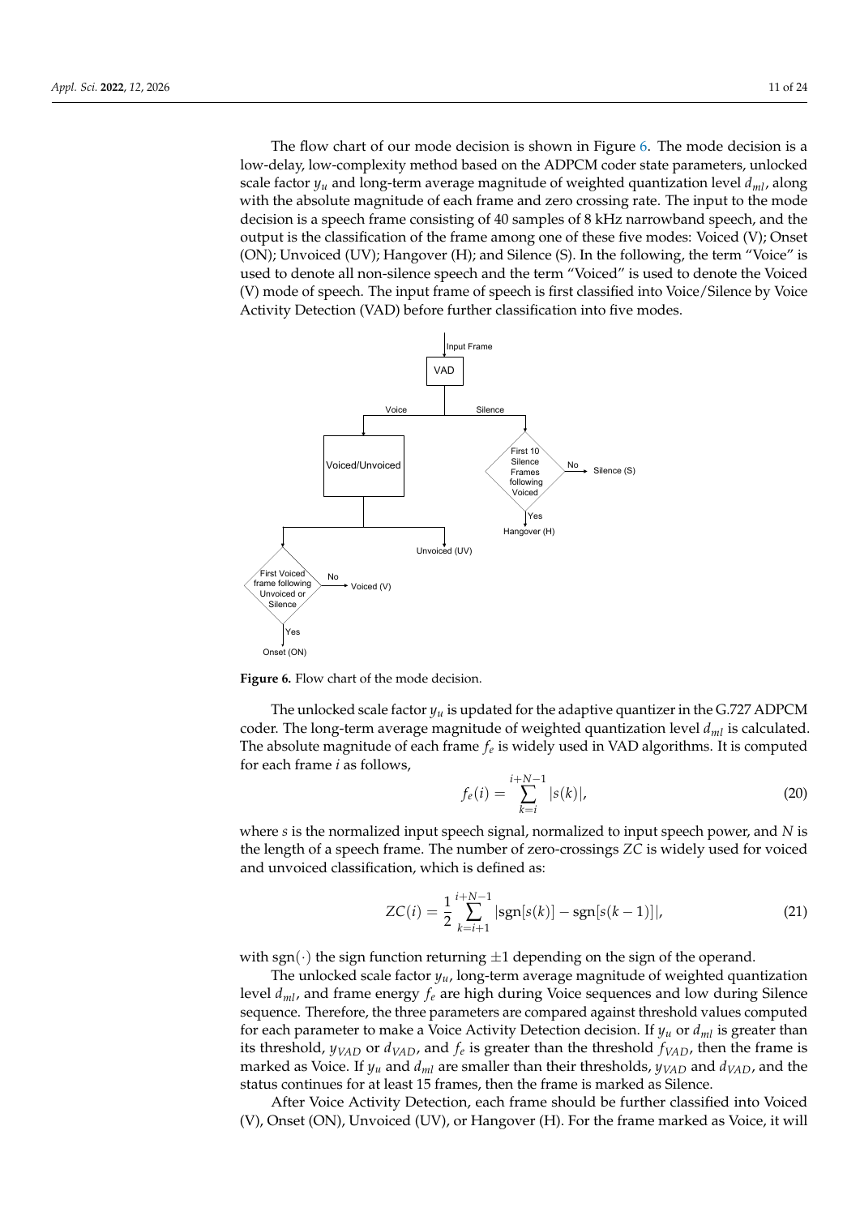The flow chart of our mode decision is shown in Figure 6. The mode decision is a low-delay, low-complexity method based on the ADPCM coder state parameters, unlocked scale factor $y_u$ and long-term average magnitude of weighted quantization level $d_{ml}$, along with the absolute magnitude of each frame and zero crossing rate. The input to the mode decision is a speech frame consisting of 40 samples of 8 kHz narrowband speech, and the output is the classification of the frame among one of these five modes: Voiced (V); Onset (ON); Unvoiced (UV); Hangover (H); and Silence (S). In the following, the term "Voice" is used to denote all non-silence speech and the term "Voiced" is used to denote the Voiced (V) mode of speech. The input frame of speech is first classified into Voice/Silence by Voice Activity Detection (VAD) before further classification into five modes.

**Figure 6.** Flow chart of the mode decision.

The unlocked scale factor $y_u$ is updated for the adaptive quantizer in the G.727 ADPCM coder. The long-term average magnitude of weighted quantization level $d_{ml}$ is calculated. The absolute magnitude of each frame $f_e$ is widely used in VAD algorithms. It is computed for each frame $i$ as follows,

$$f_e(i) = \sum_{k=i}^{i+N-1} |s(k)|, \tag{20}$$

where $s$ is the normalized input speech signal, normalized to input speech power, and $N$ is the length of a speech frame. The number of zero-crossings $ZC$ is widely used for voiced and unvoiced classification, which is defined as:

$$ZC(i) = \frac{1}{2} \sum_{k=i+1}^{i+N-1} |\text{sgn}[s(k)] - \text{sgn}[s(k-1)]|, \tag{21}$$

with $\text{sgn}(\cdot)$ the sign function returning $\pm 1$ depending on the sign of the operand.

The unlocked scale factor $y_u$, long-term average magnitude of weighted quantization level $d_{ml}$, and frame energy $f_e$ are high during Voice sequences and low during Silence sequence. Therefore, the three parameters are compared against threshold values computed for each parameter to make a Voice Activity Detection decision. If $y_u$ or $d_{ml}$ is greater than its threshold, $y_{VAD}$ or $d_{VAD}$, and $f_e$ is greater than the threshold $f_{VAD}$, then the frame is marked as Voice. If $y_u$ and $d_{ml}$ are smaller than their thresholds, $y_{VAD}$ and $d_{VAD}$, and the status continues for at least 15 frames, then the frame is marked as Silence.

After Voice Activity Detection, each frame should be further classified into Voiced (V), Onset (ON), Unvoiced (UV), or Hangover (H). For the frame marked as Voice, it will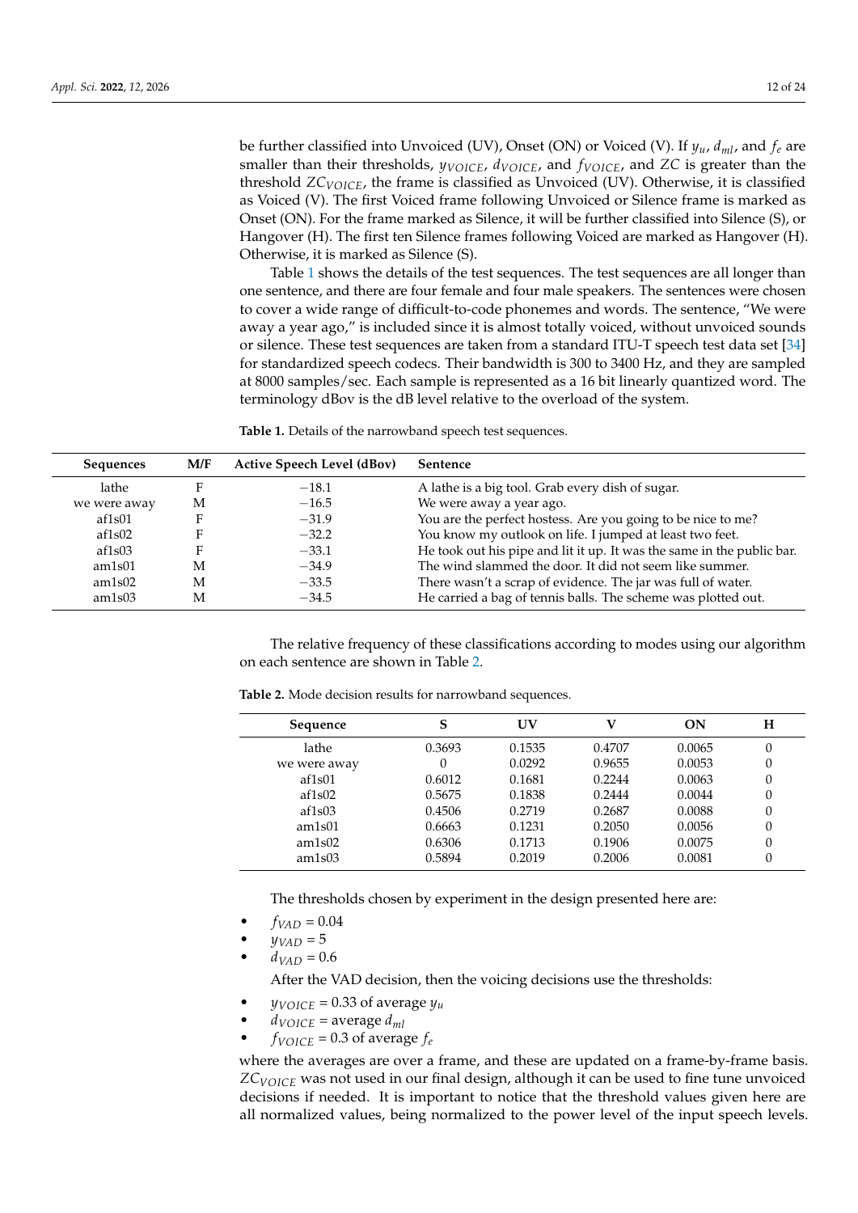be further classified into Unvoiced (UV), Onset (ON) or Voiced (V). If $y_u$, $d_{ml}$, and $f_e$ are smaller than their thresholds, $y_{VOICE}$, $d_{VOICE}$, and $f_{VOICE}$, and $ZC$ is greater than the threshold $ZC_{VOICE}$, the frame is classified as Unvoiced (UV). Otherwise, it is classified as Voiced (V). The first Voiced frame following Unvoiced or Silence frame is marked as Onset (ON). For the frame marked as Silence, it will be further classified into Silence (S), or Hangover (H). The first ten Silence frames following Voiced are marked as Hangover (H). Otherwise, it is marked as Silence (S).

Table 1 shows the details of the test sequences. The test sequences are all longer than one sentence, and there are four female and four male speakers. The sentences were chosen to cover a wide range of difficult-to-code phonemes and words. The sentence, "We were away a year ago," is included since it is almost totally voiced, without unvoiced sounds or silence. These test sequences are taken from a standard ITU-T speech test data set [34] for standardized speech codecs. Their bandwidth is 300 to 3400 Hz, and they are sampled at 8000 samples/sec. Each sample is represented as a 16 bit linearly quantized word. The terminology dBov is the dB level relative to the overload of the system.

**Table 1.** Details of the narrowband speech test sequences.

| Sequences | M/F | Active Speech Level (dBov) | Sentence |
|---|---|---|---|
| lathe | F | −18.1 | A lathe is a big tool. Grab every dish of sugar. |
| we were away | M | −16.5 | We were away a year ago. |
| af1s01 | F | −31.9 | You are the perfect hostess. Are you going to be nice to me? |
| af1s02 | F | −32.2 | You know my outlook on life. I jumped at least two feet. |
| af1s03 | F | −33.1 | He took out his pipe and lit it up. It was the same in the public bar. |
| am1s01 | M | −34.9 | The wind slammed the door. It did not seem like summer. |
| am1s02 | M | −33.5 | There wasn't a scrap of evidence. The jar was full of water. |
| am1s03 | M | −34.5 | He carried a bag of tennis balls. The scheme was plotted out. |

The relative frequency of these classifications according to modes using our algorithm on each sentence are shown in Table 2.

**Table 2.** Mode decision results for narrowband sequences.

| Sequence | S | UV | V | ON | H |
|---|---|---|---|---|---|
| lathe | 0.3693 | 0.1535 | 0.4707 | 0.0065 | 0 |
| we were away | 0 | 0.0292 | 0.9655 | 0.0053 | 0 |
| af1s01 | 0.6012 | 0.1681 | 0.2244 | 0.0063 | 0 |
| af1s02 | 0.5675 | 0.1838 | 0.2444 | 0.0044 | 0 |
| af1s03 | 0.4506 | 0.2719 | 0.2687 | 0.0088 | 0 |
| am1s01 | 0.6663 | 0.1231 | 0.2050 | 0.0056 | 0 |
| am1s02 | 0.6306 | 0.1713 | 0.1906 | 0.0075 | 0 |
| am1s03 | 0.5894 | 0.2019 | 0.2006 | 0.0081 | 0 |

The thresholds chosen by experiment in the design presented here are:

- $f_{VAD} = 0.04$
- $y_{VAD} = 5$
- $d_{VAD} = 0.6$

After the VAD decision, then the voicing decisions use the thresholds:

- $y_{VOICE}$ = 0.33 of average $y_u$
- $d_{VOICE}$ = average $d_{ml}$
- $f_{VOICE}$ = 0.3 of average $f_e$

where the averages are over a frame, and these are updated on a frame-by-frame basis. $ZC_{VOICE}$ was not used in our final design, although it can be used to fine tune unvoiced decisions if needed. It is important to notice that the threshold values given here are all normalized values, being normalized to the power level of the input speech levels.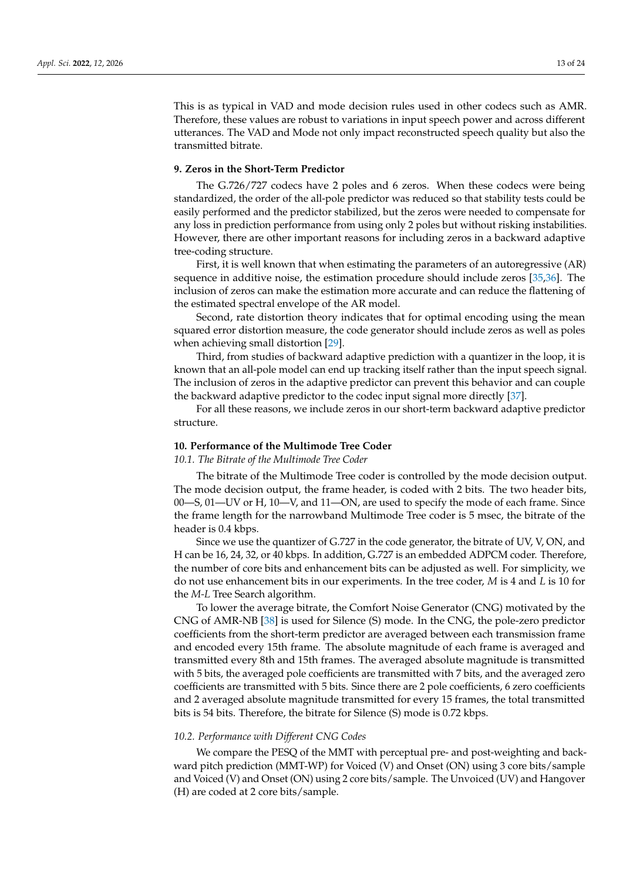This is as typical in VAD and mode decision rules used in other codecs such as AMR. Therefore, these values are robust to variations in input speech power and across different utterances. The VAD and Mode not only impact reconstructed speech quality but also the transmitted bitrate.

## 9. Zeros in the Short-Term Predictor

The G.726/727 codecs have 2 poles and 6 zeros. When these codecs were being standardized, the order of the all-pole predictor was reduced so that stability tests could be easily performed and the predictor stabilized, but the zeros were needed to compensate for any loss in prediction performance from using only 2 poles but without risking instabilities. However, there are other important reasons for including zeros in a backward adaptive tree-coding structure.

First, it is well known that when estimating the parameters of an autoregressive (AR) sequence in additive noise, the estimation procedure should include zeros [35,36]. The inclusion of zeros can make the estimation more accurate and can reduce the flattening of the estimated spectral envelope of the AR model.

Second, rate distortion theory indicates that for optimal encoding using the mean squared error distortion measure, the code generator should include zeros as well as poles when achieving small distortion [29].

Third, from studies of backward adaptive prediction with a quantizer in the loop, it is known that an all-pole model can end up tracking itself rather than the input speech signal. The inclusion of zeros in the adaptive predictor can prevent this behavior and can couple the backward adaptive predictor to the codec input signal more directly [37].

For all these reasons, we include zeros in our short-term backward adaptive predictor structure.

## 10. Performance of the Multimode Tree Coder

### *10.1. The Bitrate of the Multimode Tree Coder*

The bitrate of the Multimode Tree coder is controlled by the mode decision output. The mode decision output, the frame header, is coded with 2 bits. The two header bits, 00—S, 01—UV or H, 10—V, and 11—ON, are used to specify the mode of each frame. Since the frame length for the narrowband Multimode Tree coder is 5 msec, the bitrate of the header is 0.4 kbps.

Since we use the quantizer of G.727 in the code generator, the bitrate of UV, V, ON, and H can be 16, 24, 32, or 40 kbps. In addition, G.727 is an embedded ADPCM coder. Therefore, the number of core bits and enhancement bits can be adjusted as well. For simplicity, we do not use enhancement bits in our experiments. In the tree coder, $M$ is 4 and $L$ is 10 for the $M$-$L$ Tree Search algorithm.

To lower the average bitrate, the Comfort Noise Generator (CNG) motivated by the CNG of AMR-NB [38] is used for Silence (S) mode. In the CNG, the pole-zero predictor coefficients from the short-term predictor are averaged between each transmission frame and encoded every 15th frame. The absolute magnitude of each frame is averaged and transmitted every 8th and 15th frames. The averaged absolute magnitude is transmitted with 5 bits, the averaged pole coefficients are transmitted with 7 bits, and the averaged zero coefficients are transmitted with 5 bits. Since there are 2 pole coefficients, 6 zero coefficients and 2 averaged absolute magnitude transmitted for every 15 frames, the total transmitted bits is 54 bits. Therefore, the bitrate for Silence (S) mode is 0.72 kbps.

### *10.2. Performance with Different CNG Codes*

We compare the PESQ of the MMT with perceptual pre- and post-weighting and backward pitch prediction (MMT-WP) for Voiced (V) and Onset (ON) using 3 core bits/sample and Voiced (V) and Onset (ON) using 2 core bits/sample. The Unvoiced (UV) and Hangover (H) are coded at 2 core bits/sample.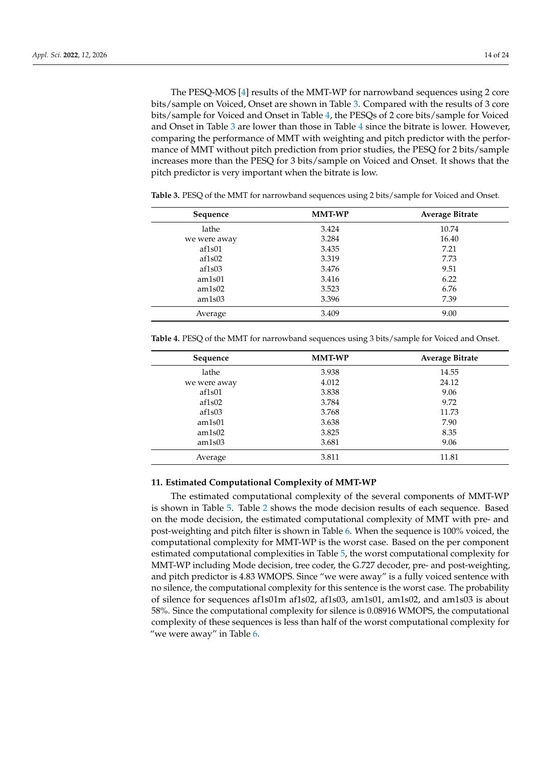The PESQ-MOS [4] results of the MMT-WP for narrowband sequences using 2 core bits/sample on Voiced, Onset are shown in Table 3. Compared with the results of 3 core bits/sample for Voiced and Onset in Table 4, the PESQs of 2 core bits/sample for Voiced and Onset in Table 3 are lower than those in Table 4 since the bitrate is lower. However, comparing the performance of MMT with weighting and pitch predictor with the performance of MMT without pitch prediction from prior studies, the PESQ for 2 bits/sample increases more than the PESQ for 3 bits/sample on Voiced and Onset. It shows that the pitch predictor is very important when the bitrate is low.

**Table 3.** PESQ of the MMT for narrowband sequences using 2 bits/sample for Voiced and Onset.

| Sequence | MMT-WP | Average Bitrate |
|---|---|---|
| lathe | 3.424 | 10.74 |
| we were away | 3.284 | 16.40 |
| af1s01 | 3.435 | 7.21 |
| af1s02 | 3.319 | 7.73 |
| af1s03 | 3.476 | 9.51 |
| am1s01 | 3.416 | 6.22 |
| am1s02 | 3.523 | 6.76 |
| am1s03 | 3.396 | 7.39 |
| Average | 3.409 | 9.00 |

**Table 4.** PESQ of the MMT for narrowband sequences using 3 bits/sample for Voiced and Onset.

| Sequence | MMT-WP | Average Bitrate |
|---|---|---|
| lathe | 3.938 | 14.55 |
| we were away | 4.012 | 24.12 |
| af1s01 | 3.838 | 9.06 |
| af1s02 | 3.784 | 9.72 |
| af1s03 | 3.768 | 11.73 |
| am1s01 | 3.638 | 7.90 |
| am1s02 | 3.825 | 8.35 |
| am1s03 | 3.681 | 9.06 |
| Average | 3.811 | 11.81 |

## 11. Estimated Computational Complexity of MMT-WP

The estimated computational complexity of the several components of MMT-WP is shown in Table 5. Table 2 shows the mode decision results of each sequence. Based on the mode decision, the estimated computational complexity of MMT with pre- and post-weighting and pitch filter is shown in Table 6. When the sequence is 100% voiced, the computational complexity for MMT-WP is the worst case. Based on the per component estimated computational complexities in Table 5, the worst computational complexity for MMT-WP including Mode decision, tree coder, the G.727 decoder, pre- and post-weighting, and pitch predictor is 4.83 WMOPS. Since "we were away" is a fully voiced sentence with no silence, the computational complexity for this sentence is the worst case. The probability of silence for sequences af1s01m af1s02, af1s03, am1s01, am1s02, and am1s03 is about 58%. Since the computational complexity for silence is 0.08916 WMOPS, the computational complexity of these sequences is less than half of the worst computational complexity for "we were away" in Table 6.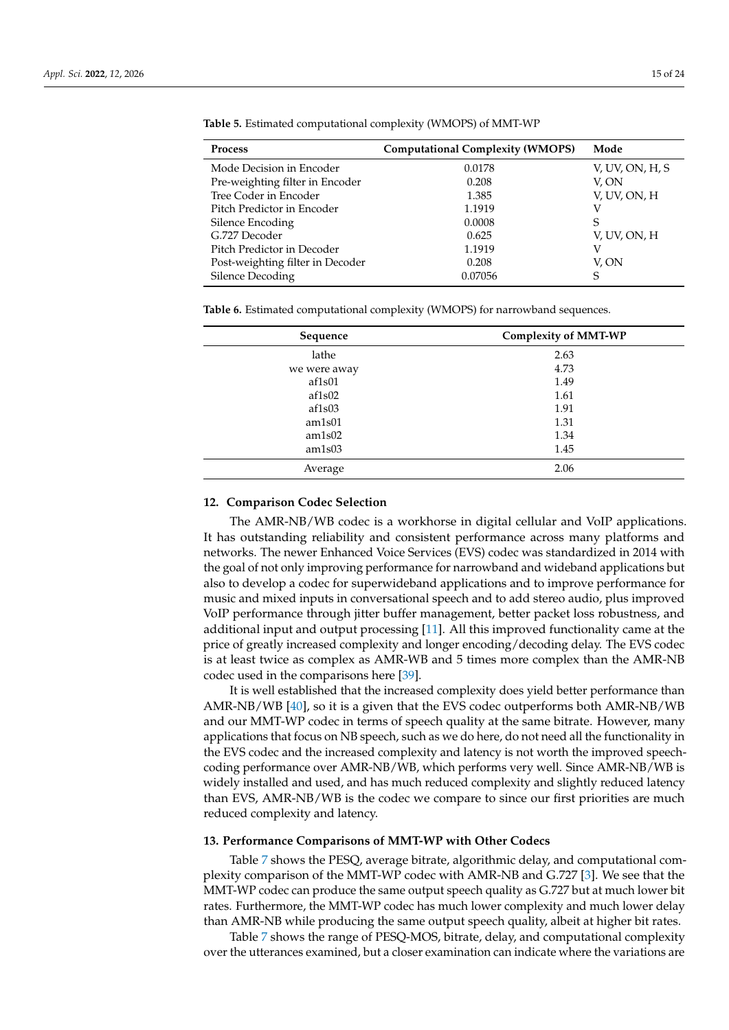**Table 5.** Estimated computational complexity (WMOPS) of MMT-WP

| Process | Computational Complexity (WMOPS) | Mode |
|---|---|---|
| Mode Decision in Encoder | 0.0178 | V, UV, ON, H, S |
| Pre-weighting filter in Encoder | 0.208 | V, ON |
| Tree Coder in Encoder | 1.385 | V, UV, ON, H |
| Pitch Predictor in Encoder | 1.1919 | V |
| Silence Encoding | 0.0008 | S |
| G.727 Decoder | 0.625 | V, UV, ON, H |
| Pitch Predictor in Decoder | 1.1919 | V |
| Post-weighting filter in Decoder | 0.208 | V, ON |
| Silence Decoding | 0.07056 | S |

**Table 6.** Estimated computational complexity (WMOPS) for narrowband sequences.

| Sequence | Complexity of MMT-WP |
|---|---|
| lathe | 2.63 |
| we were away | 4.73 |
| af1s01 | 1.49 |
| af1s02 | 1.61 |
| af1s03 | 1.91 |
| am1s01 | 1.31 |
| am1s02 | 1.34 |
| am1s03 | 1.45 |
| Average | 2.06 |

## 12. Comparison Codec Selection

The AMR-NB/WB codec is a workhorse in digital cellular and VoIP applications. It has outstanding reliability and consistent performance across many platforms and networks. The newer Enhanced Voice Services (EVS) codec was standardized in 2014 with the goal of not only improving performance for narrowband and wideband applications but also to develop a codec for superwideband applications and to improve performance for music and mixed inputs in conversational speech and to add stereo audio, plus improved VoIP performance through jitter buffer management, better packet loss robustness, and additional input and output processing [11]. All this improved functionality came at the price of greatly increased complexity and longer encoding/decoding delay. The EVS codec is at least twice as complex as AMR-WB and 5 times more complex than the AMR-NB codec used in the comparisons here [39].

It is well established that the increased complexity does yield better performance than AMR-NB/WB [40], so it is a given that the EVS codec outperforms both AMR-NB/WB and our MMT-WP codec in terms of speech quality at the same bitrate. However, many applications that focus on NB speech, such as we do here, do not need all the functionality in the EVS codec and the increased complexity and latency is not worth the improved speech-coding performance over AMR-NB/WB, which performs very well. Since AMR-NB/WB is widely installed and used, and has much reduced complexity and slightly reduced latency than EVS, AMR-NB/WB is the codec we compare to since our first priorities are much reduced complexity and latency.

## 13. Performance Comparisons of MMT-WP with Other Codecs

Table 7 shows the PESQ, average bitrate, algorithmic delay, and computational complexity comparison of the MMT-WP codec with AMR-NB and G.727 [3]. We see that the MMT-WP codec can produce the same output speech quality as G.727 but at much lower bit rates. Furthermore, the MMT-WP codec has much lower complexity and much lower delay than AMR-NB while producing the same output speech quality, albeit at higher bit rates.

Table 7 shows the range of PESQ-MOS, bitrate, delay, and computational complexity over the utterances examined, but a closer examination can indicate where the variations are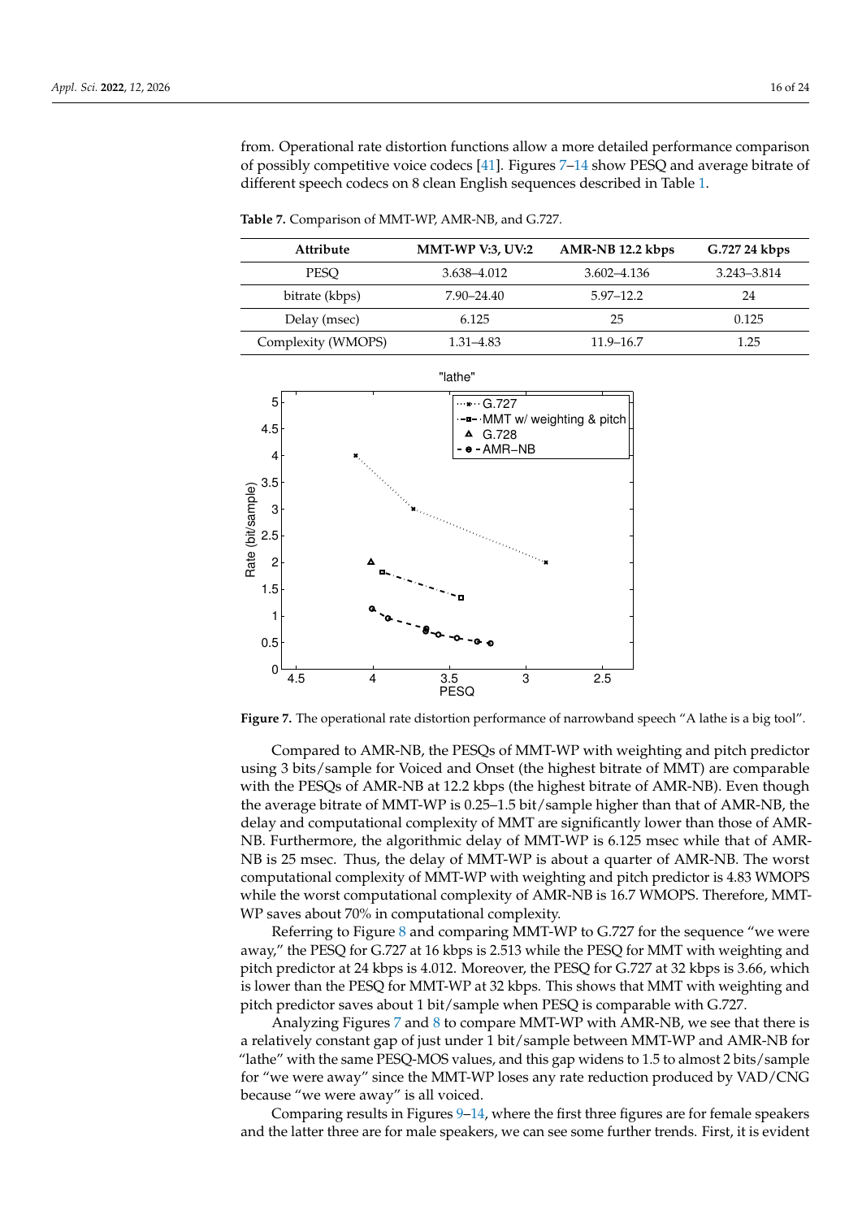from. Operational rate distortion functions allow a more detailed performance comparison of possibly competitive voice codecs [41]. Figures 7–14 show PESQ and average bitrate of different speech codecs on 8 clean English sequences described in Table 1.

**Table 7.** Comparison of MMT-WP, AMR-NB, and G.727.

| Attribute | MMT-WP V:3, UV:2 | AMR-NB 12.2 kbps | G.727 24 kbps |
|---|---|---|---|
| PESQ | 3.638–4.012 | 3.602–4.136 | 3.243–3.814 |
| bitrate (kbps) | 7.90–24.40 | 5.97–12.2 | 24 |
| Delay (msec) | 6.125 | 25 | 0.125 |
| Complexity (WMOPS) | 1.31–4.83 | 11.9–16.7 | 1.25 |

**Figure 7.** The operational rate distortion performance of narrowband speech "A lathe is a big tool".

Compared to AMR-NB, the PESQs of MMT-WP with weighting and pitch predictor using 3 bits/sample for Voiced and Onset (the highest bitrate of MMT) are comparable with the PESQs of AMR-NB at 12.2 kbps (the highest bitrate of AMR-NB). Even though the average bitrate of MMT-WP is 0.25–1.5 bit/sample higher than that of AMR-NB, the delay and computational complexity of MMT are significantly lower than those of AMR-NB. Furthermore, the algorithmic delay of MMT-WP is 6.125 msec while that of AMR-NB is 25 msec. Thus, the delay of MMT-WP is about a quarter of AMR-NB. The worst computational complexity of MMT-WP with weighting and pitch predictor is 4.83 WMOPS while the worst computational complexity of AMR-NB is 16.7 WMOPS. Therefore, MMT-WP saves about 70% in computational complexity.

Referring to Figure 8 and comparing MMT-WP to G.727 for the sequence "we were away," the PESQ for G.727 at 16 kbps is 2.513 while the PESQ for MMT with weighting and pitch predictor at 24 kbps is 4.012. Moreover, the PESQ for G.727 at 32 kbps is 3.66, which is lower than the PESQ for MMT-WP at 32 kbps. This shows that MMT with weighting and pitch predictor saves about 1 bit/sample when PESQ is comparable with G.727.

Analyzing Figures 7 and 8 to compare MMT-WP with AMR-NB, we see that there is a relatively constant gap of just under 1 bit/sample between MMT-WP and AMR-NB for "lathe" with the same PESQ-MOS values, and this gap widens to 1.5 to almost 2 bits/sample for "we were away" since the MMT-WP loses any rate reduction produced by VAD/CNG because "we were away" is all voiced.

Comparing results in Figures 9–14, where the first three figures are for female speakers and the latter three are for male speakers, we can see some further trends. First, it is evident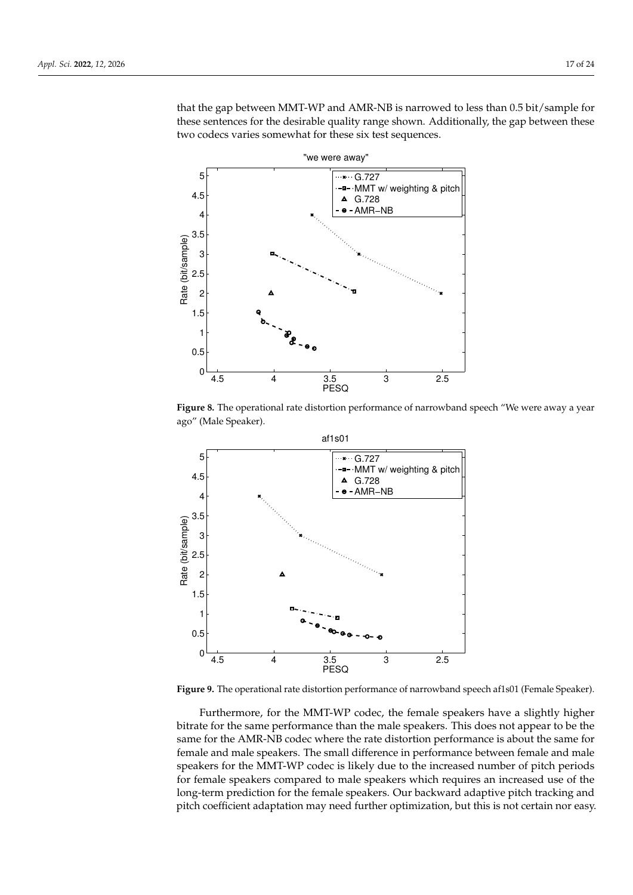that the gap between MMT-WP and AMR-NB is narrowed to less than 0.5 bit/sample for these sentences for the desirable quality range shown. Additionally, the gap between these two codecs varies somewhat for these six test sequences.

**Figure 8.** The operational rate distortion performance of narrowband speech "We were away a year ago" (Male Speaker).

**Figure 9.** The operational rate distortion performance of narrowband speech af1s01 (Female Speaker).

Furthermore, for the MMT-WP codec, the female speakers have a slightly higher bitrate for the same performance than the male speakers. This does not appear to be the same for the AMR-NB codec where the rate distortion performance is about the same for female and male speakers. The small difference in performance between female and male speakers for the MMT-WP codec is likely due to the increased number of pitch periods for female speakers compared to male speakers which requires an increased use of the long-term prediction for the female speakers. Our backward adaptive pitch tracking and pitch coefficient adaptation may need further optimization, but this is not certain nor easy.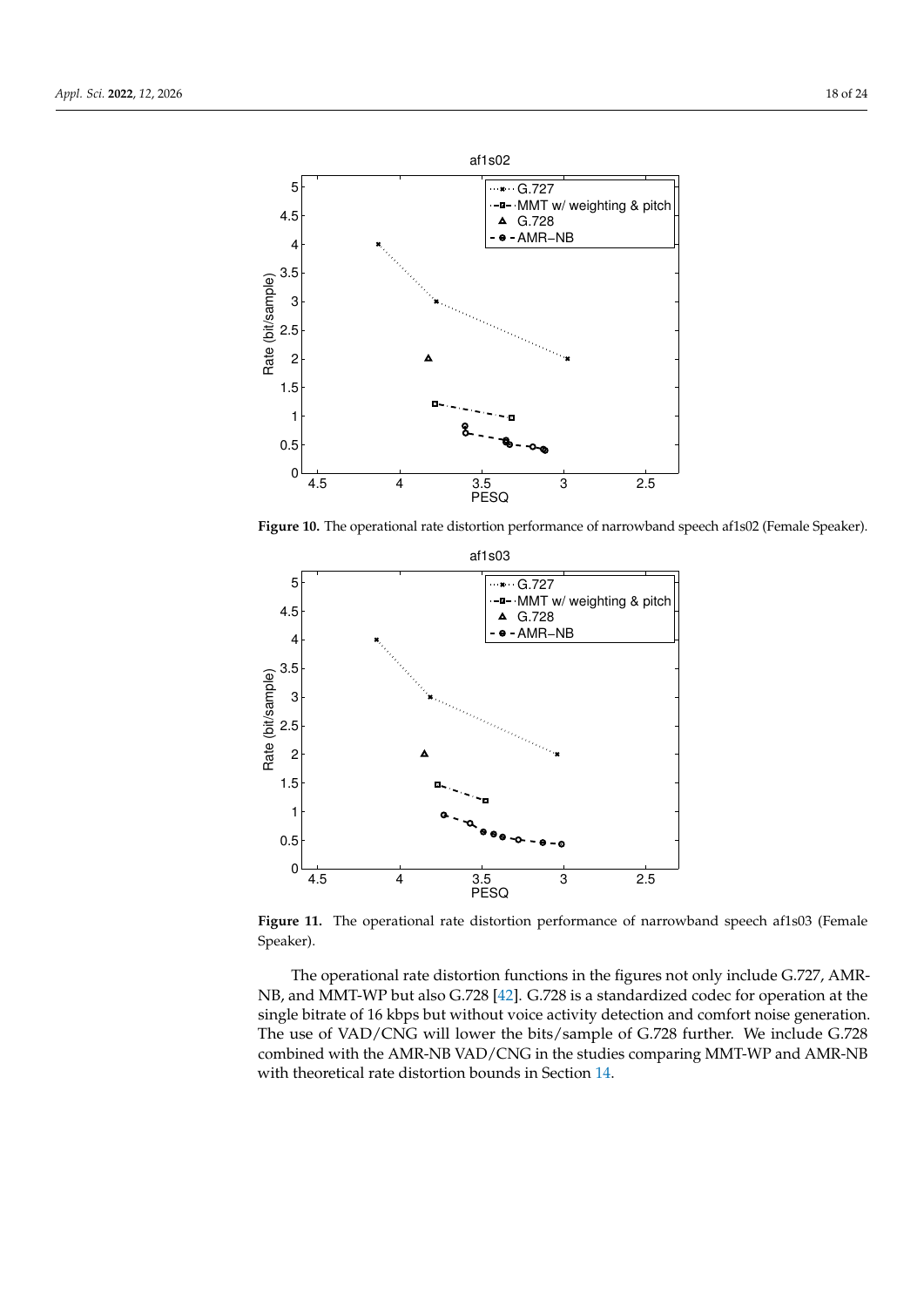**Figure 10.** The operational rate distortion performance of narrowband speech af1s02 (Female Speaker).

**Figure 11.** The operational rate distortion performance of narrowband speech af1s03 (Female Speaker).

The operational rate distortion functions in the figures not only include G.727, AMR-NB, and MMT-WP but also G.728 [42]. G.728 is a standardized codec for operation at the single bitrate of 16 kbps but without voice activity detection and comfort noise generation. The use of VAD/CNG will lower the bits/sample of G.728 further. We include G.728 combined with the AMR-NB VAD/CNG in the studies comparing MMT-WP and AMR-NB with theoretical rate distortion bounds in Section 14.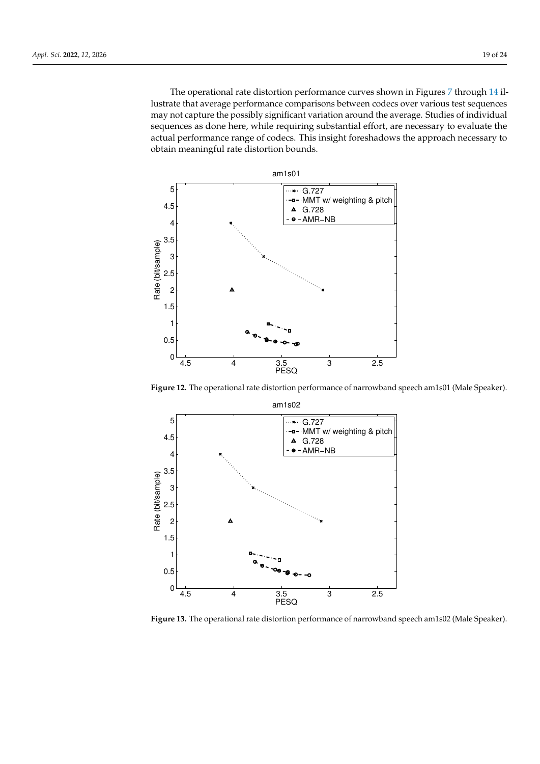The operational rate distortion performance curves shown in Figures 7 through 14 illustrate that average performance comparisons between codecs over various test sequences may not capture the possibly significant variation around the average. Studies of individual sequences as done here, while requiring substantial effort, are necessary to evaluate the actual performance range of codecs. This insight foreshadows the approach necessary to obtain meaningful rate distortion bounds.

**Figure 12.** The operational rate distortion performance of narrowband speech am1s01 (Male Speaker).

**Figure 13.** The operational rate distortion performance of narrowband speech am1s02 (Male Speaker).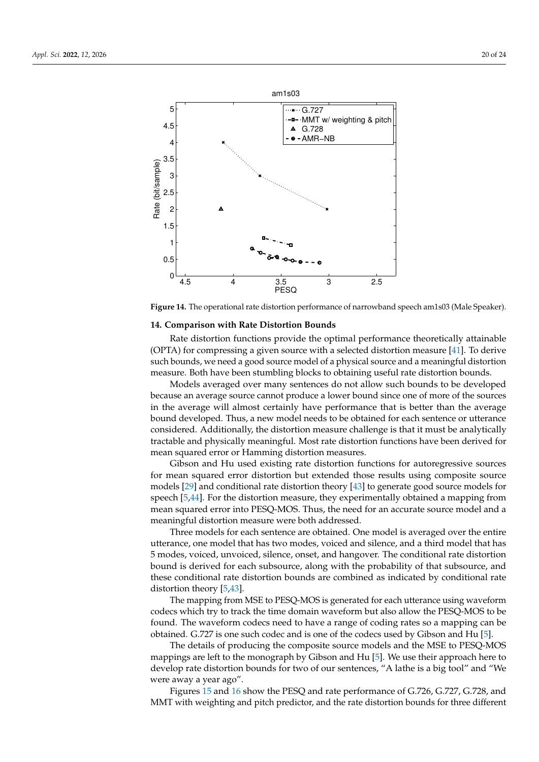**Figure 14.** The operational rate distortion performance of narrowband speech am1s03 (Male Speaker).

## 14. Comparison with Rate Distortion Bounds

Rate distortion functions provide the optimal performance theoretically attainable (OPTA) for compressing a given source with a selected distortion measure [41]. To derive such bounds, we need a good source model of a physical source and a meaningful distortion measure. Both have been stumbling blocks to obtaining useful rate distortion bounds.

Models averaged over many sentences do not allow such bounds to be developed because an average source cannot produce a lower bound since one of more of the sources in the average will almost certainly have performance that is better than the average bound developed. Thus, a new model needs to be obtained for each sentence or utterance considered. Additionally, the distortion measure challenge is that it must be analytically tractable and physically meaningful. Most rate distortion functions have been derived for mean squared error or Hamming distortion measures.

Gibson and Hu used existing rate distortion functions for autoregressive sources for mean squared error distortion but extended those results using composite source models [29] and conditional rate distortion theory [43] to generate good source models for speech [5,44]. For the distortion measure, they experimentally obtained a mapping from mean squared error into PESQ-MOS. Thus, the need for an accurate source model and a meaningful distortion measure were both addressed.

Three models for each sentence are obtained. One model is averaged over the entire utterance, one model that has two modes, voiced and silence, and a third model that has 5 modes, voiced, unvoiced, silence, onset, and hangover. The conditional rate distortion bound is derived for each subsource, along with the probability of that subsource, and these conditional rate distortion bounds are combined as indicated by conditional rate distortion theory [5,43].

The mapping from MSE to PESQ-MOS is generated for each utterance using waveform codecs which try to track the time domain waveform but also allow the PESQ-MOS to be found. The waveform codecs need to have a range of coding rates so a mapping can be obtained. G.727 is one such codec and is one of the codecs used by Gibson and Hu [5].

The details of producing the composite source models and the MSE to PESQ-MOS mappings are left to the monograph by Gibson and Hu [5]. We use their approach here to develop rate distortion bounds for two of our sentences, "A lathe is a big tool" and "We were away a year ago".

Figures 15 and 16 show the PESQ and rate performance of G.726, G.727, G.728, and MMT with weighting and pitch predictor, and the rate distortion bounds for three different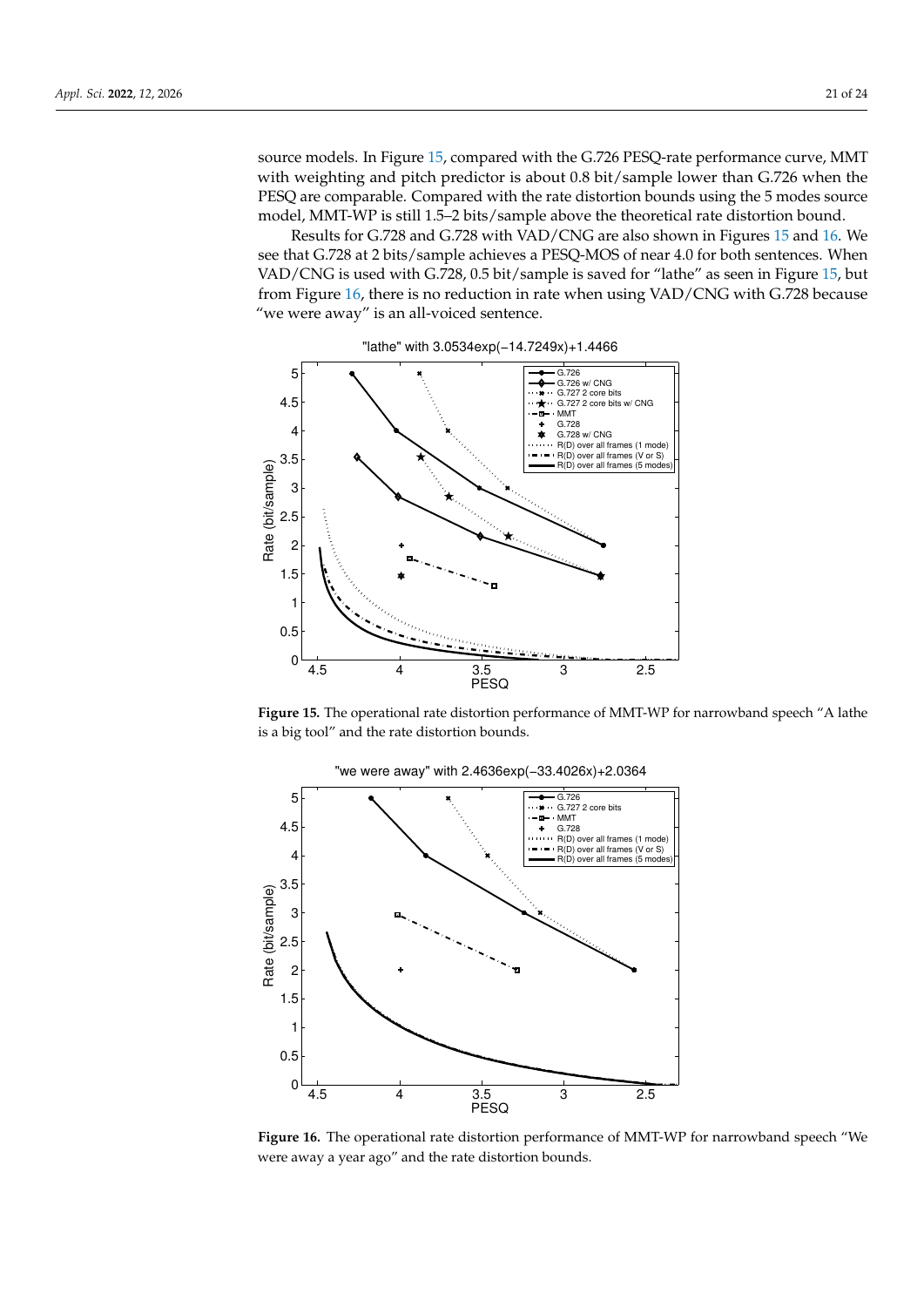source models. In Figure 15, compared with the G.726 PESQ-rate performance curve, MMT with weighting and pitch predictor is about 0.8 bit/sample lower than G.726 when the PESQ are comparable. Compared with the rate distortion bounds using the 5 modes source model, MMT-WP is still 1.5–2 bits/sample above the theoretical rate distortion bound.

Results for G.728 and G.728 with VAD/CNG are also shown in Figures 15 and 16. We see that G.728 at 2 bits/sample achieves a PESQ-MOS of near 4.0 for both sentences. When VAD/CNG is used with G.728, 0.5 bit/sample is saved for "lathe" as seen in Figure 15, but from Figure 16, there is no reduction in rate when using VAD/CNG with G.728 because "we were away" is an all-voiced sentence.

**Figure 15.** The operational rate distortion performance of MMT-WP for narrowband speech "A lathe is a big tool" and the rate distortion bounds.

**Figure 16.** The operational rate distortion performance of MMT-WP for narrowband speech "We were away a year ago" and the rate distortion bounds.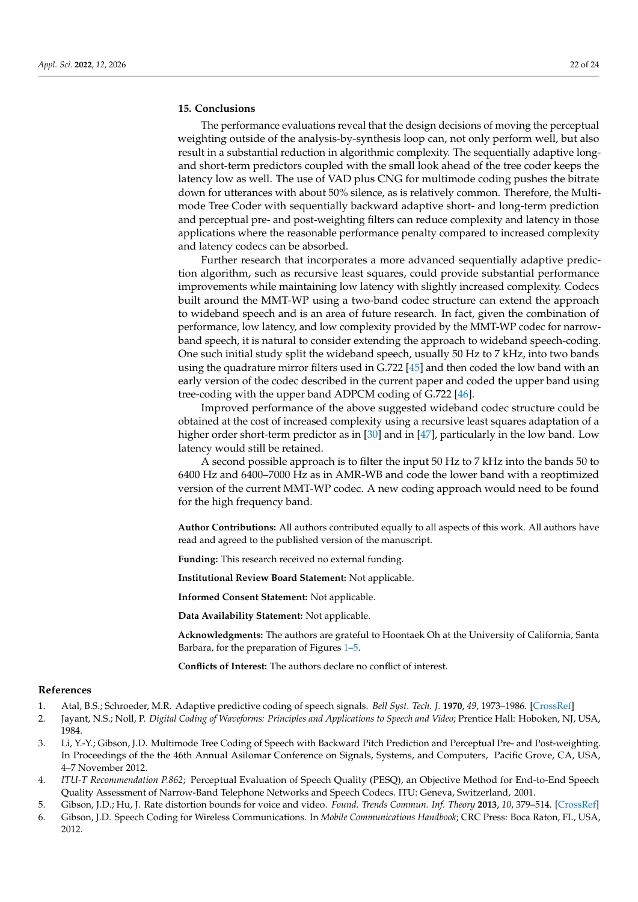## 15. Conclusions

The performance evaluations reveal that the design decisions of moving the perceptual weighting outside of the analysis-by-synthesis loop can, not only perform well, but also result in a substantial reduction in algorithmic complexity. The sequentially adaptive long- and short-term predictors coupled with the small look ahead of the tree coder keeps the latency low as well. The use of VAD plus CNG for multimode coding pushes the bitrate down for utterances with about 50% silence, as is relatively common. Therefore, the Multimode Tree Coder with sequentially backward adaptive short- and long-term prediction and perceptual pre- and post-weighting filters can reduce complexity and latency in those applications where the reasonable performance penalty compared to increased complexity and latency codecs can be absorbed.

Further research that incorporates a more advanced sequentially adaptive prediction algorithm, such as recursive least squares, could provide substantial performance improvements while maintaining low latency with slightly increased complexity. Codecs built around the MMT-WP using a two-band codec structure can extend the approach to wideband speech and is an area of future research. In fact, given the combination of performance, low latency, and low complexity provided by the MMT-WP codec for narrowband speech, it is natural to consider extending the approach to wideband speech-coding. One such initial study split the wideband speech, usually 50 Hz to 7 kHz, into two bands using the quadrature mirror filters used in G.722 [45] and then coded the low band with an early version of the codec described in the current paper and coded the upper band using tree-coding with the upper band ADPCM coding of G.722 [46].

Improved performance of the above suggested wideband codec structure could be obtained at the cost of increased complexity using a recursive least squares adaptation of a higher order short-term predictor as in [30] and in [47], particularly in the low band. Low latency would still be retained.

A second possible approach is to filter the input 50 Hz to 7 kHz into the bands 50 to 6400 Hz and 6400–7000 Hz as in AMR-WB and code the lower band with a reoptimized version of the current MMT-WP codec. A new coding approach would need to be found for the high frequency band.

**Author Contributions:** All authors contributed equally to all aspects of this work. All authors have read and agreed to the published version of the manuscript.

**Funding:** This research received no external funding.

**Institutional Review Board Statement:** Not applicable.

**Informed Consent Statement:** Not applicable.

**Data Availability Statement:** Not applicable.

**Acknowledgments:** The authors are grateful to Hoontaek Oh at the University of California, Santa Barbara, for the preparation of Figures 1–5.

**Conflicts of Interest:** The authors declare no conflict of interest.

## References

1. Atal, B.S.; Schroeder, M.R. Adaptive predictive coding of speech signals. *Bell Syst. Tech. J.* **1970**, *49*, 1973–1986. [CrossRef]
2. Jayant, N.S.; Noll, P. *Digital Coding of Waveforms: Principles and Applications to Speech and Video*; Prentice Hall: Hoboken, NJ, USA, 1984.
3. Li, Y.-Y.; Gibson, J.D. Multimode Tree Coding of Speech with Backward Pitch Prediction and Perceptual Pre- and Post-weighting. In Proceedings of the the 46th Annual Asilomar Conference on Signals, Systems, and Computers, Pacific Grove, CA, USA, 4–7 November 2012.
4. *ITU-T Recommendation P.862*; Perceptual Evaluation of Speech Quality (PESQ), an Objective Method for End-to-End Speech Quality Assessment of Narrow-Band Telephone Networks and Speech Codecs. ITU: Geneva, Switzerland, 2001.
5. Gibson, J.D.; Hu, J. Rate distortion bounds for voice and video. *Found. Trends Commun. Inf. Theory* **2013**, *10*, 379–514. [CrossRef]
6. Gibson, J.D. Speech Coding for Wireless Communications. In *Mobile Communications Handbook*; CRC Press: Boca Raton, FL, USA, 2012.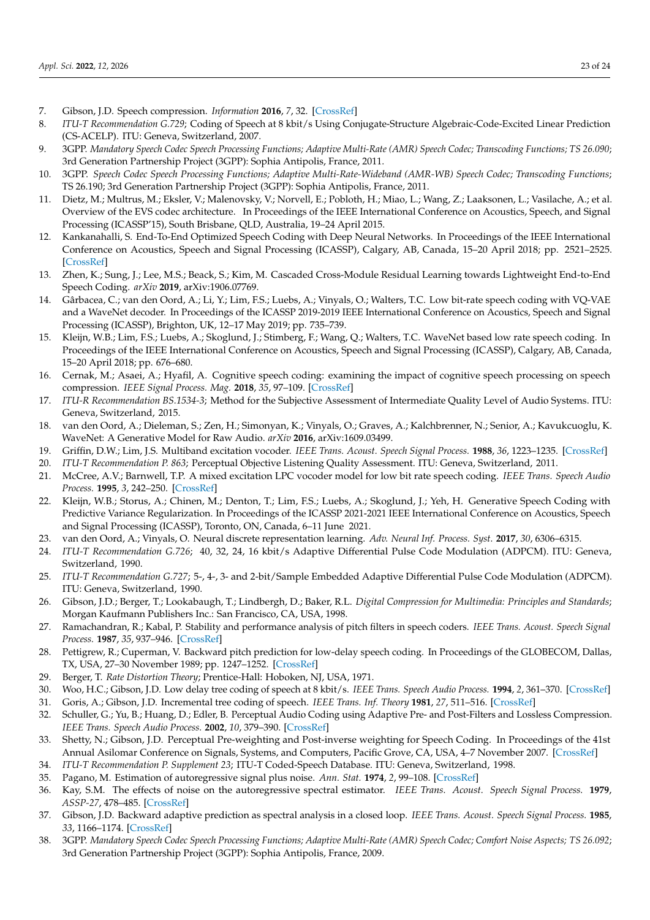7. Gibson, J.D. Speech compression. *Information* **2016**, *7*, 32. [CrossRef]
8. *ITU-T Recommendation G.729*; Coding of Speech at 8 kbit/s Using Conjugate-Structure Algebraic-Code-Excited Linear Prediction (CS-ACELP). ITU: Geneva, Switzerland, 2007.
9. 3GPP. *Mandatory Speech Codec Speech Processing Functions; Adaptive Multi-Rate (AMR) Speech Codec; Transcoding Functions; TS 26.090*; 3rd Generation Partnership Project (3GPP): Sophia Antipolis, France, 2011.
10. 3GPP. *Speech Codec Speech Processing Functions; Adaptive Multi-Rate-Wideband (AMR-WB) Speech Codec; Transcoding Functions*; TS 26.190; 3rd Generation Partnership Project (3GPP): Sophia Antipolis, France, 2011.
11. Dietz, M.; Multrus, M.; Eksler, V.; Malenovsky, V.; Norvell, E.; Pobloth, H.; Miao, L.; Wang, Z.; Laaksonen, L.; Vasilache, A.; et al. Overview of the EVS codec architecture. In Proceedings of the IEEE International Conference on Acoustics, Speech, and Signal Processing (ICASSP'15), South Brisbane, QLD, Australia, 19–24 April 2015.
12. Kankanahalli, S. End-To-End Optimized Speech Coding with Deep Neural Networks. In Proceedings of the IEEE International Conference on Acoustics, Speech and Signal Processing (ICASSP), Calgary, AB, Canada, 15–20 April 2018; pp. 2521–2525. [CrossRef]
13. Zhen, K.; Sung, J.; Lee, M.S.; Beack, S.; Kim, M. Cascaded Cross-Module Residual Learning towards Lightweight End-to-End Speech Coding. *arXiv* **2019**, arXiv:1906.07769.
14. Gârbacea, C.; van den Oord, A.; Li, Y.; Lim, F.S.; Luebs, A.; Vinyals, O.; Walters, T.C. Low bit-rate speech coding with VQ-VAE and a WaveNet decoder. In Proceedings of the ICASSP 2019-2019 IEEE International Conference on Acoustics, Speech and Signal Processing (ICASSP), Brighton, UK, 12–17 May 2019; pp. 735–739.
15. Kleijn, W.B.; Lim, F.S.; Luebs, A.; Skoglund, J.; Stimberg, F.; Wang, Q.; Walters, T.C. WaveNet based low rate speech coding. In Proceedings of the IEEE International Conference on Acoustics, Speech and Signal Processing (ICASSP), Calgary, AB, Canada, 15–20 April 2018; pp. 676–680.
16. Cernak, M.; Asaei, A.; Hyafil, A. Cognitive speech coding: examining the impact of cognitive speech processing on speech compression. *IEEE Signal Process. Mag.* **2018**, *35*, 97–109. [CrossRef]
17. *ITU-R Recommendation BS.1534-3*; Method for the Subjective Assessment of Intermediate Quality Level of Audio Systems. ITU: Geneva, Switzerland, 2015.
18. van den Oord, A.; Dieleman, S.; Zen, H.; Simonyan, K.; Vinyals, O.; Graves, A.; Kalchbrenner, N.; Senior, A.; Kavukcuoglu, K. WaveNet: A Generative Model for Raw Audio. *arXiv* **2016**, arXiv:1609.03499.
19. Griffin, D.W.; Lim, J.S. Multiband excitation vocoder. *IEEE Trans. Acoust. Speech Signal Process.* **1988**, *36*, 1223–1235. [CrossRef]
20. *ITU-T Recommendation P. 863*; Perceptual Objective Listening Quality Assessment. ITU: Geneva, Switzerland, 2011.
21. McCree, A.V.; Barnwell, T.P. A mixed excitation LPC vocoder model for low bit rate speech coding. *IEEE Trans. Speech Audio Process.* **1995**, *3*, 242–250. [CrossRef]
22. Kleijn, W.B.; Storus, A.; Chinen, M.; Denton, T.; Lim, F.S.; Luebs, A.; Skoglund, J.; Yeh, H. Generative Speech Coding with Predictive Variance Regularization. In Proceedings of the ICASSP 2021-2021 IEEE International Conference on Acoustics, Speech and Signal Processing (ICASSP), Toronto, ON, Canada, 6–11 June 2021.
23. van den Oord, A.; Vinyals, O. Neural discrete representation learning. *Adv. Neural Inf. Process. Syst.* **2017**, *30*, 6306–6315.
24. *ITU-T Recommendation G.726*; 40, 32, 24, 16 kbit/s Adaptive Differential Pulse Code Modulation (ADPCM). ITU: Geneva, Switzerland, 1990.
25. *ITU-T Recommendation G.727*; 5-, 4-, 3- and 2-bit/Sample Embedded Adaptive Differential Pulse Code Modulation (ADPCM). ITU: Geneva, Switzerland, 1990.
26. Gibson, J.D.; Berger, T.; Lookabaugh, T.; Lindbergh, D.; Baker, R.L. *Digital Compression for Multimedia: Principles and Standards*; Morgan Kaufmann Publishers Inc.: San Francisco, CA, USA, 1998.
27. Ramachandran, R.; Kabal, P. Stability and performance analysis of pitch filters in speech coders. *IEEE Trans. Acoust. Speech Signal Process.* **1987**, *35*, 937–946. [CrossRef]
28. Pettigrew, R.; Cuperman, V. Backward pitch prediction for low-delay speech coding. In Proceedings of the GLOBECOM, Dallas, TX, USA, 27–30 November 1989; pp. 1247–1252. [CrossRef]
29. Berger, T. *Rate Distortion Theory*; Prentice-Hall: Hoboken, NJ, USA, 1971.
30. Woo, H.C.; Gibson, J.D. Low delay tree coding of speech at 8 kbit/s. *IEEE Trans. Speech Audio Process.* **1994**, *2*, 361–370. [CrossRef]
31. Goris, A.; Gibson, J.D. Incremental tree coding of speech. *IEEE Trans. Inf. Theory* **1981**, *27*, 511–516. [CrossRef]
32. Schuller, G.; Yu, B.; Huang, D.; Edler, B. Perceptual Audio Coding using Adaptive Pre- and Post-Filters and Lossless Compression. *IEEE Trans. Speech Audio Process.* **2002**, *10*, 379–390. [CrossRef]
33. Shetty, N.; Gibson, J.D. Perceptual Pre-weighting and Post-inverse weighting for Speech Coding. In Proceedings of the 41st Annual Asilomar Conference on Signals, Systems, and Computers, Pacific Grove, CA, USA, 4–7 November 2007. [CrossRef]
34. *ITU-T Recommendation P. Supplement 23*; ITU-T Coded-Speech Database. ITU: Geneva, Switzerland, 1998.
35. Pagano, M. Estimation of autoregressive signal plus noise. *Ann. Stat.* **1974**, *2*, 99–108. [CrossRef]
36. Kay, S.M. The effects of noise on the autoregressive spectral estimator. *IEEE Trans. Acoust. Speech Signal Process.* **1979**, *ASSP-27*, 478–485. [CrossRef]
37. Gibson, J.D. Backward adaptive prediction as spectral analysis in a closed loop. *IEEE Trans. Acoust. Speech Signal Process.* **1985**, *33*, 1166–1174. [CrossRef]
38. 3GPP. *Mandatory Speech Codec Speech Processing Functions; Adaptive Multi-Rate (AMR) Speech Codec; Comfort Noise Aspects; TS 26.092*; 3rd Generation Partnership Project (3GPP): Sophia Antipolis, France, 2009.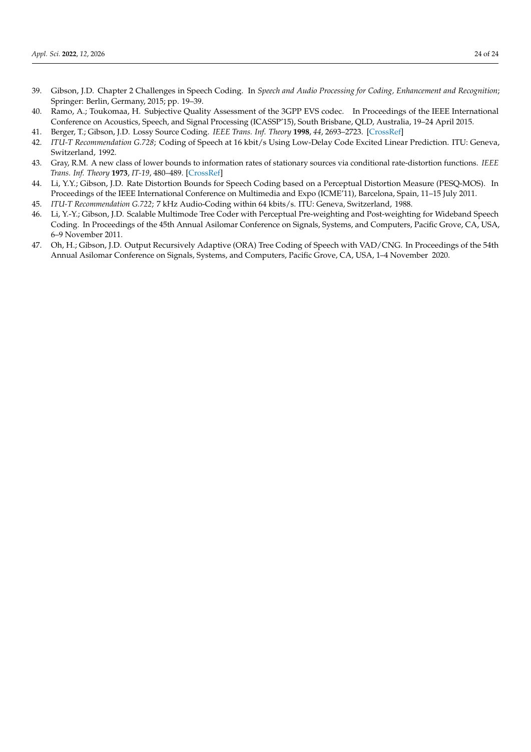39. Gibson, J.D. Chapter 2 Challenges in Speech Coding. In *Speech and Audio Processing for Coding, Enhancement and Recognition*; Springer: Berlin, Germany, 2015; pp. 19–39.
40. Ramo, A.; Toukomaa, H. Subjective Quality Assessment of the 3GPP EVS codec. In Proceedings of the IEEE International Conference on Acoustics, Speech, and Signal Processing (ICASSP'15), South Brisbane, QLD, Australia, 19–24 April 2015.
41. Berger, T.; Gibson, J.D. Lossy Source Coding. *IEEE Trans. Inf. Theory* **1998**, *44*, 2693–2723. [CrossRef]
42. *ITU-T Recommendation G.728*; Coding of Speech at 16 kbit/s Using Low-Delay Code Excited Linear Prediction. ITU: Geneva, Switzerland, 1992.
43. Gray, R.M. A new class of lower bounds to information rates of stationary sources via conditional rate-distortion functions. *IEEE Trans. Inf. Theory* **1973**, *IT-19*, 480–489. [CrossRef]
44. Li, Y.Y.; Gibson, J.D. Rate Distortion Bounds for Speech Coding based on a Perceptual Distortion Measure (PESQ-MOS). In Proceedings of the IEEE International Conference on Multimedia and Expo (ICME'11), Barcelona, Spain, 11–15 July 2011.
45. *ITU-T Recommendation G.722*; 7 kHz Audio-Coding within 64 kbits/s. ITU: Geneva, Switzerland, 1988.
46. Li, Y.-Y.; Gibson, J.D. Scalable Multimode Tree Coder with Perceptual Pre-weighting and Post-weighting for Wideband Speech Coding. In Proceedings of the 45th Annual Asilomar Conference on Signals, Systems, and Computers, Pacific Grove, CA, USA, 6–9 November 2011.
47. Oh, H.; Gibson, J.D. Output Recursively Adaptive (ORA) Tree Coding of Speech with VAD/CNG. In Proceedings of the 54th Annual Asilomar Conference on Signals, Systems, and Computers, Pacific Grove, CA, USA, 1–4 November 2020.